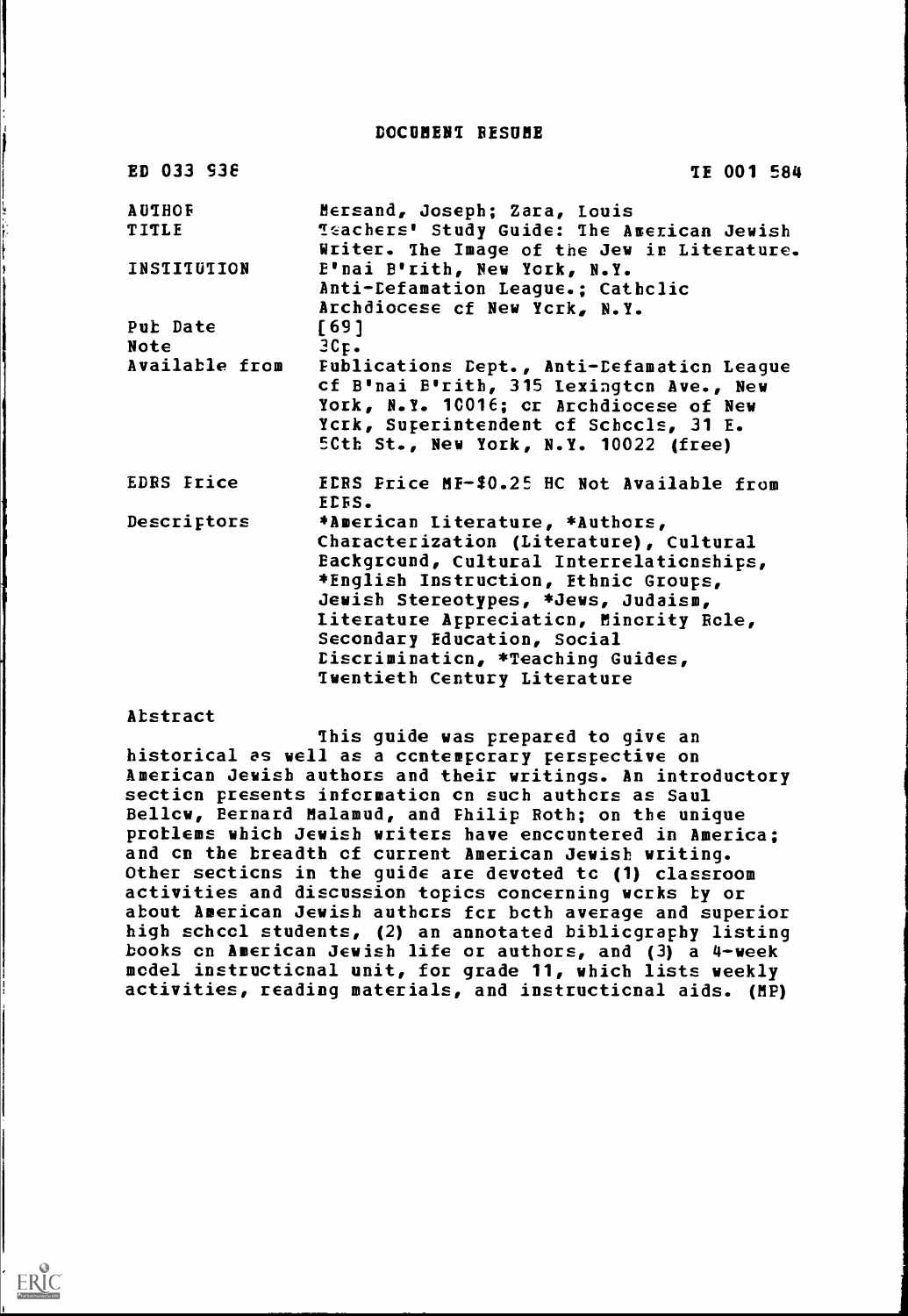# DOCUMENT RESUME

| | |
|---|---|
| ED 033 938 | TE 001 584 |
| AUTHOR | Mersand, Joseph; Zara, Louis |
| TITLE | Teachers' Study Guide: The American Jewish Writer. The Image of the Jew in Literature. |
| INSTITUTION | B'nai B'rith, New York, N.Y. Anti-Defamation League.; Catholic Archdiocese of New York, N.Y. |
| Pub Date | [69] |
| Note | 30p. |
| Available from | Publications Dept., Anti-Defamation League of B'nai B'rith, 315 Lexington Ave., New York, N.Y. 10016; or Archdiocese of New York, Superintendent of Schools, 31 E. 50th St., New York, N.Y. 10022 (free) |
| EDRS Price | EDRS Price MF-$0.25 HC Not Available from EDRS. |
| Descriptors | *American Literature, *Authors, Characterization (Literature), Cultural Background, Cultural Interrelationships, *English Instruction, Ethnic Groups, Jewish Stereotypes, *Jews, Judaism, Literature Appreciation, Minority Role, Secondary Education, Social Discrimination, *Teaching Guides, Twentieth Century Literature |

Abstract

This guide was prepared to give an historical as well as a contemporary perspective on American Jewish authors and their writings. An introductory section presents information on such authors as Saul Bellow, Bernard Malamud, and Philip Roth; on the unique problems which Jewish writers have encountered in America; and on the breadth of current American Jewish writing. Other sections in the guide are devoted to (1) classroom activities and discussion topics concerning works by or about American Jewish authors for both average and superior high school students, (2) an annotated bibliography listing books on American Jewish life or authors, and (3) a 4-week model instructional unit, for grade 11, which lists weekly activities, reading materials, and instructional aids. (MP)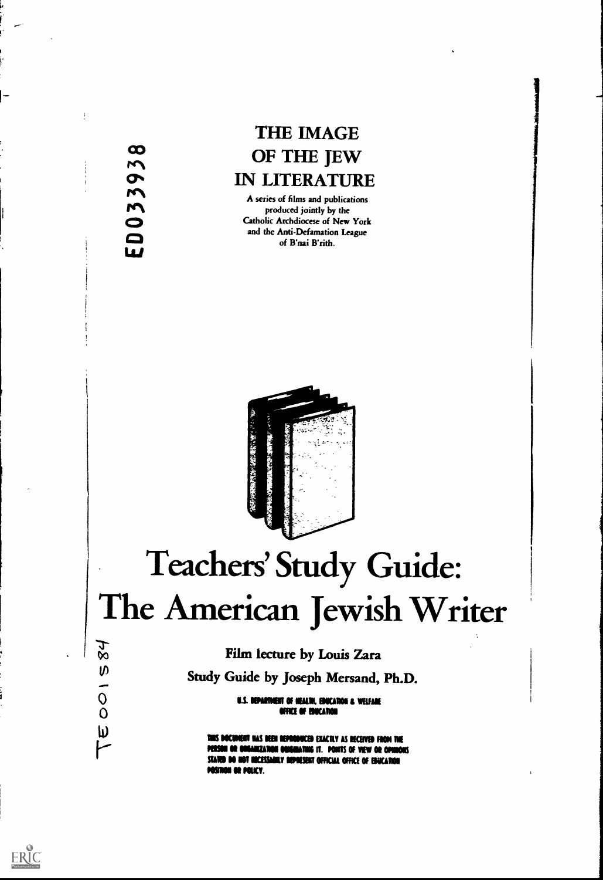ED033938

# THE IMAGE OF THE JEW IN LITERATURE

A series of films and publications produced jointly by the Catholic Archdiocese of New York and the Anti-Defamation League of B'nai B'rith.

# Teachers' Study Guide: The American Jewish Writer

**Film lecture by Louis Zara**

**Study Guide by Joseph Mersand, Ph.D.**

TE 001 584

U.S. DEPARTMENT OF HEALTH, EDUCATION & WELFARE
OFFICE OF EDUCATION

THIS DOCUMENT HAS BEEN REPRODUCED EXACTLY AS RECEIVED FROM THE PERSON OR ORGANIZATION ORIGINATING IT. POINTS OF VIEW OR OPINIONS STATED DO NOT NECESSARILY REPRESENT OFFICIAL OFFICE OF EDUCATION POSITION OR POLICY.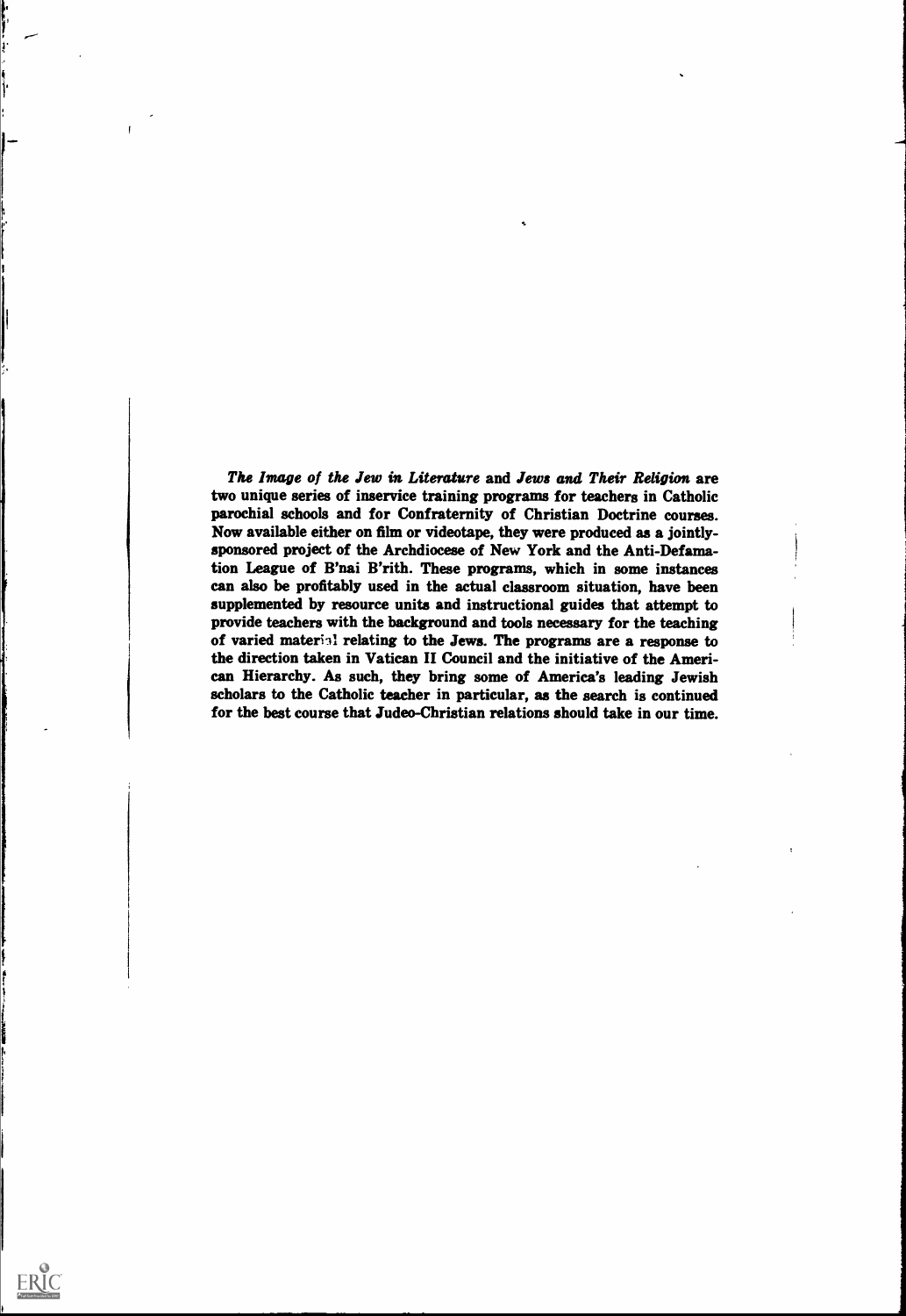*The Image of the Jew in Literature* and *Jews and Their Religion* are two unique series of inservice training programs for teachers in Catholic parochial schools and for Confraternity of Christian Doctrine courses. Now available either on film or videotape, they were produced as a jointly-sponsored project of the Archdiocese of New York and the Anti-Defamation League of B'nai B'rith. These programs, which in some instances can also be profitably used in the actual classroom situation, have been supplemented by resource units and instructional guides that attempt to provide teachers with the background and tools necessary for the teaching of varied material relating to the Jews. The programs are a response to the direction taken in Vatican II Council and the initiative of the American Hierarchy. As such, they bring some of America's leading Jewish scholars to the Catholic teacher in particular, as the search is continued for the best course that Judeo-Christian relations should take in our time.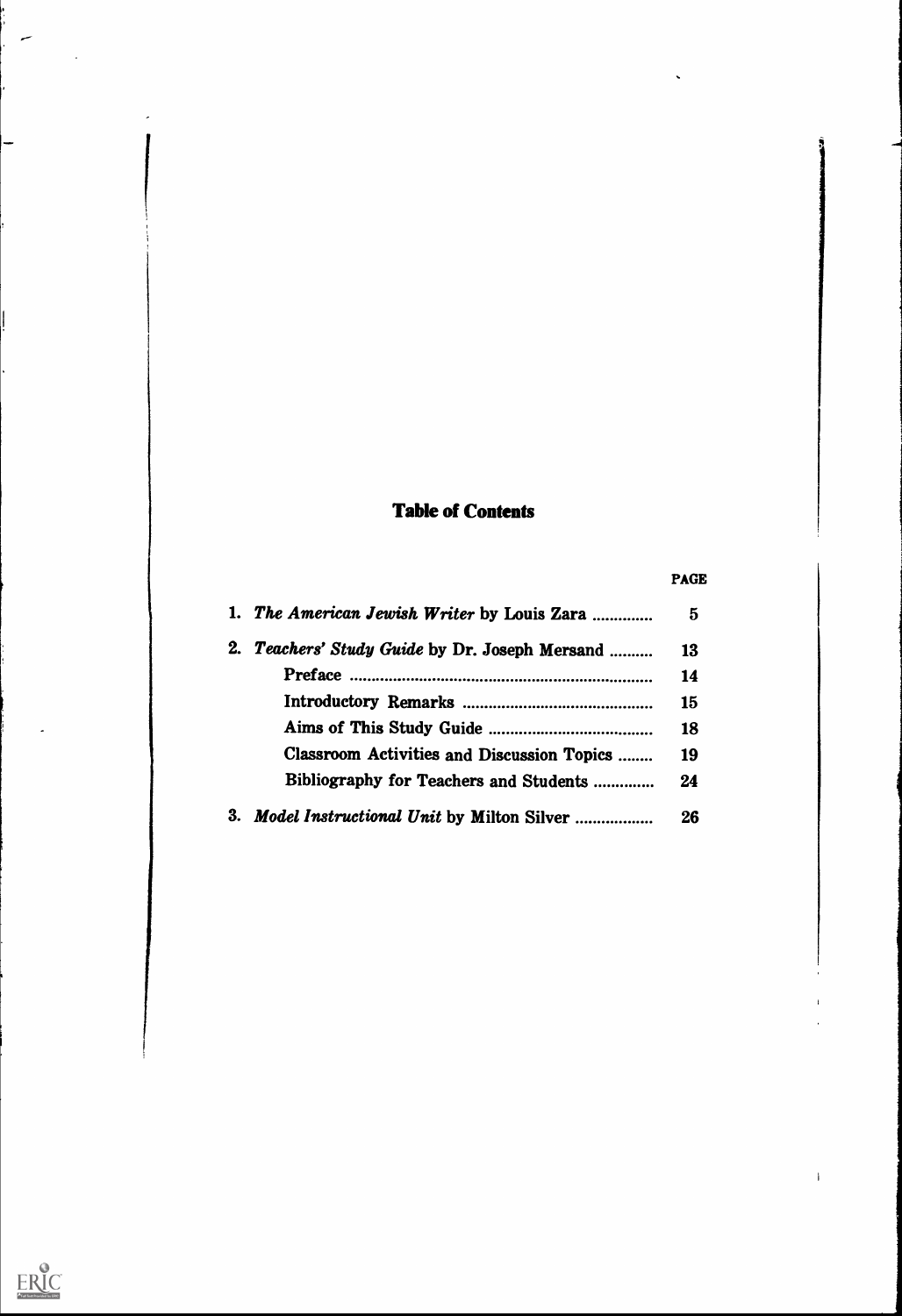# Table of Contents

| | PAGE |
|---|---|
| 1. *The American Jewish Writer* by Louis Zara | 5 |
| 2. *Teachers' Study Guide* by Dr. Joseph Mersand | 13 |
| Preface | 14 |
| Introductory Remarks | 15 |
| Aims of This Study Guide | 18 |
| Classroom Activities and Discussion Topics | 19 |
| Bibliography for Teachers and Students | 24 |
| 3. *Model Instructional Unit* by Milton Silver | 26 |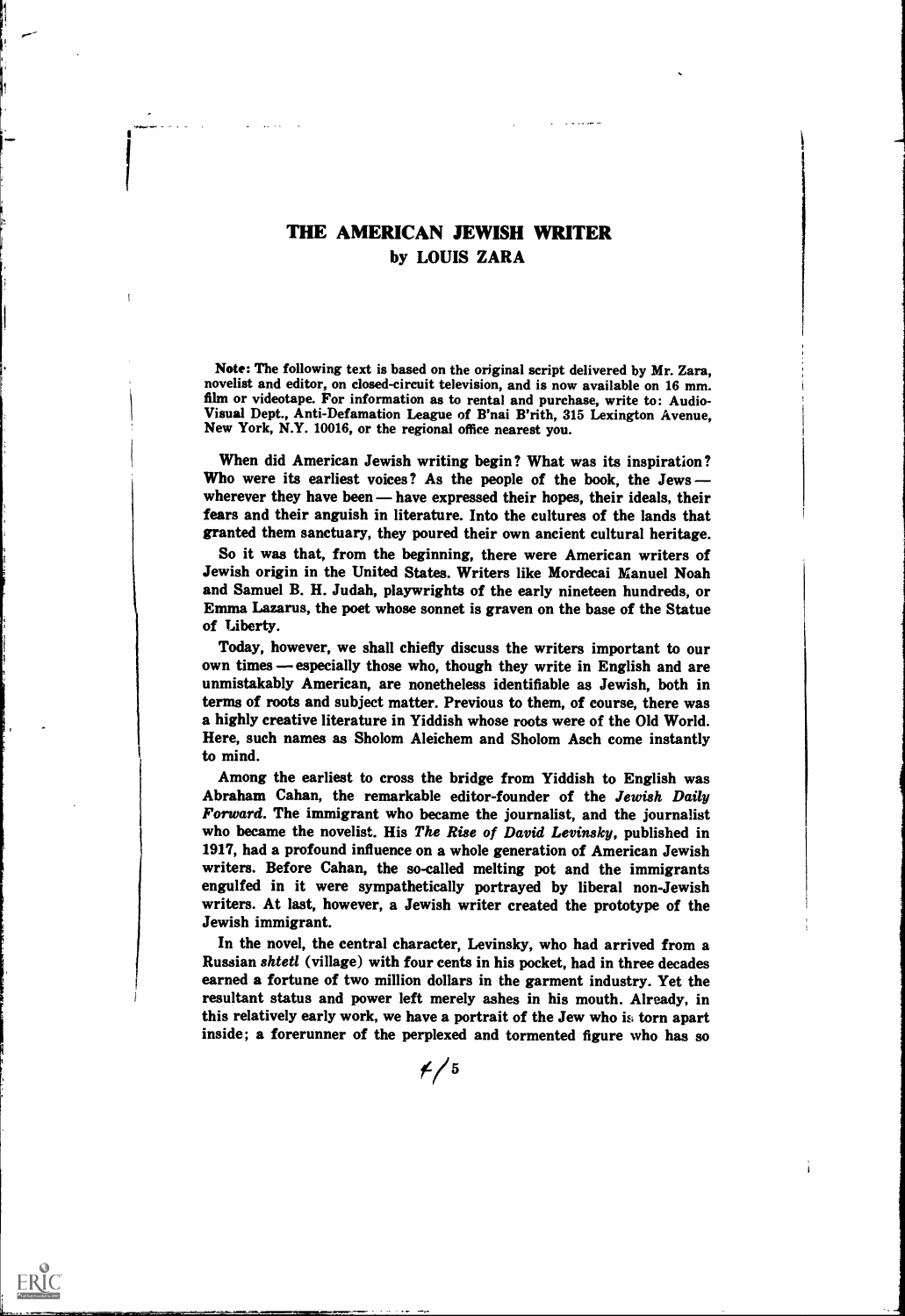## THE AMERICAN JEWISH WRITER
### by LOUIS ZARA

**Note:** The following text is based on the original script delivered by Mr. Zara, novelist and editor, on closed-circuit television, and is now available on 16 mm. film or videotape. For information as to rental and purchase, write to: Audio-Visual Dept., Anti-Defamation League of B'nai B'rith, 315 Lexington Avenue, New York, N.Y. 10016, or the regional office nearest you.

When did American Jewish writing begin? What was its inspiration? Who were its earliest voices? As the people of the book, the Jews — wherever they have been — have expressed their hopes, their ideals, their fears and their anguish in literature. Into the cultures of the lands that granted them sanctuary, they poured their own ancient cultural heritage.

So it was that, from the beginning, there were American writers of Jewish origin in the United States. Writers like Mordecai Manuel Noah and Samuel B. H. Judah, playwrights of the early nineteen hundreds, or Emma Lazarus, the poet whose sonnet is graven on the base of the Statue of Liberty.

Today, however, we shall chiefly discuss the writers important to our own times — especially those who, though they write in English and are unmistakably American, are nonetheless identifiable as Jewish, both in terms of roots and subject matter. Previous to them, of course, there was a highly creative literature in Yiddish whose roots were of the Old World. Here, such names as Sholom Aleichem and Sholom Asch come instantly to mind.

Among the earliest to cross the bridge from Yiddish to English was Abraham Cahan, the remarkable editor-founder of the *Jewish Daily Forward*. The immigrant who became the journalist, and the journalist who became the novelist. His *The Rise of David Levinsky*, published in 1917, had a profound influence on a whole generation of American Jewish writers. Before Cahan, the so-called melting pot and the immigrants engulfed in it were sympathetically portrayed by liberal non-Jewish writers. At last, however, a Jewish writer created the prototype of the Jewish immigrant.

In the novel, the central character, Levinsky, who had arrived from a Russian *shtetl* (village) with four cents in his pocket, had in three decades earned a fortune of two million dollars in the garment industry. Yet the resultant status and power left merely ashes in his mouth. Already, in this relatively early work, we have a portrait of the Jew who is torn apart inside; a forerunner of the perplexed and tormented figure who has so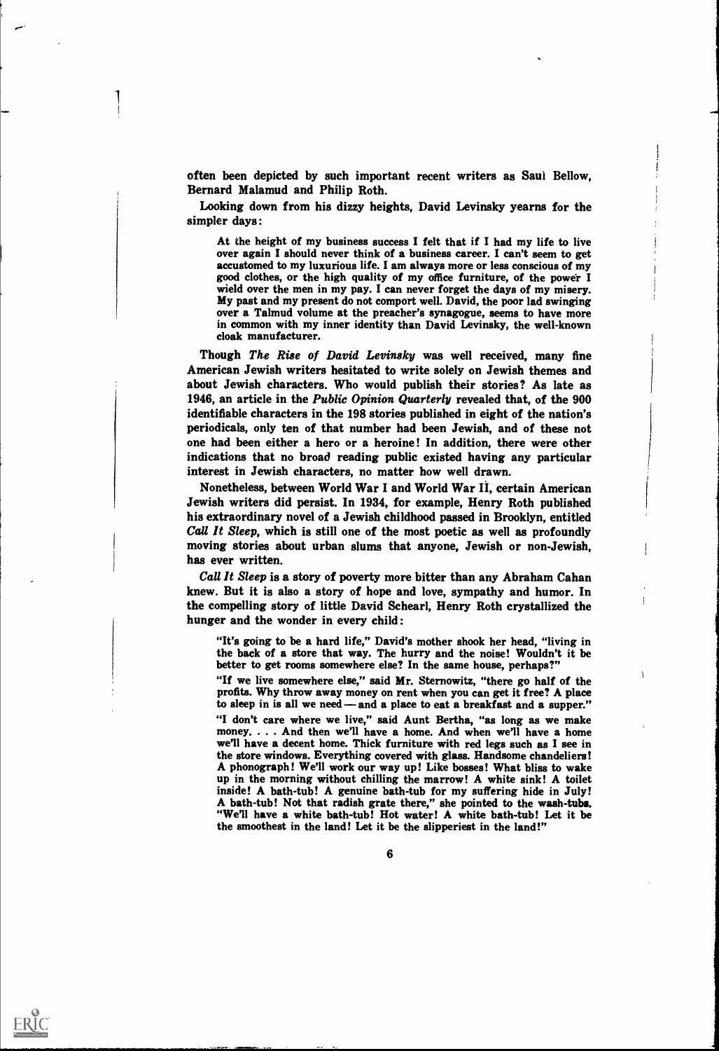often been depicted by such important recent writers as Saul Bellow, Bernard Malamud and Philip Roth.

Looking down from his dizzy heights, David Levinsky yearns for the simpler days:

> At the height of my business success I felt that if I had my life to live over again I should never think of a business career. I can't seem to get accustomed to my luxurious life. I am always more or less conscious of my good clothes, or the high quality of my office furniture, of the power I wield over the men in my pay. I can never forget the days of my misery. My past and my present do not comport well. David, the poor lad swinging over a Talmud volume at the preacher's synagogue, seems to have more in common with my inner identity than David Levinsky, the well-known cloak manufacturer.

Though *The Rise of David Levinsky* was well received, many fine American Jewish writers hesitated to write solely on Jewish themes and about Jewish characters. Who would publish their stories? As late as 1946, an article in the *Public Opinion Quarterly* revealed that, of the 900 identifiable characters in the 198 stories published in eight of the nation's periodicals, only ten of that number had been Jewish, and of these not one had been either a hero or a heroine! In addition, there were other indications that no broad reading public existed having any particular interest in Jewish characters, no matter how well drawn.

Nonetheless, between World War I and World War II, certain American Jewish writers did persist. In 1934, for example, Henry Roth published his extraordinary novel of a Jewish childhood passed in Brooklyn, entitled *Call It Sleep*, which is still one of the most poetic as well as profoundly moving stories about urban slums that anyone, Jewish or non-Jewish, has ever written.

*Call It Sleep* is a story of poverty more bitter than any Abraham Cahan knew. But it is also a story of hope and love, sympathy and humor. In the compelling story of little David Schearl, Henry Roth crystallized the hunger and the wonder in every child:

> "It's going to be a hard life," David's mother shook her head, "living in the back of a store that way. The hurry and the noise! Wouldn't it be better to get rooms somewhere else? In the same house, perhaps?"
>
> "If we live somewhere else," said Mr. Sternowitz, "there go half of the profits. Why throw away money on rent when you can get it free? A place to sleep in is all we need — and a place to eat a breakfast and a supper."
>
> "I don't care where we live," said Aunt Bertha, "as long as we make money. . . . And then we'll have a home. And when we'll have a home we'll have a decent home. Thick furniture with red legs such as I see in the store windows. Everything covered with glass. Handsome chandeliers! A phonograph! We'll work our way up! Like bosses! What bliss to wake up in the morning without chilling the marrow! A white sink! A toilet inside! A bath-tub! A genuine bath-tub for my suffering hide in July! A bath-tub! Not that radish grate there," she pointed to the wash-tubs. "We'll have a white bath-tub! Hot water! A white bath-tub! Let it be the smoothest in the land! Let it be the slipperiest in the land!"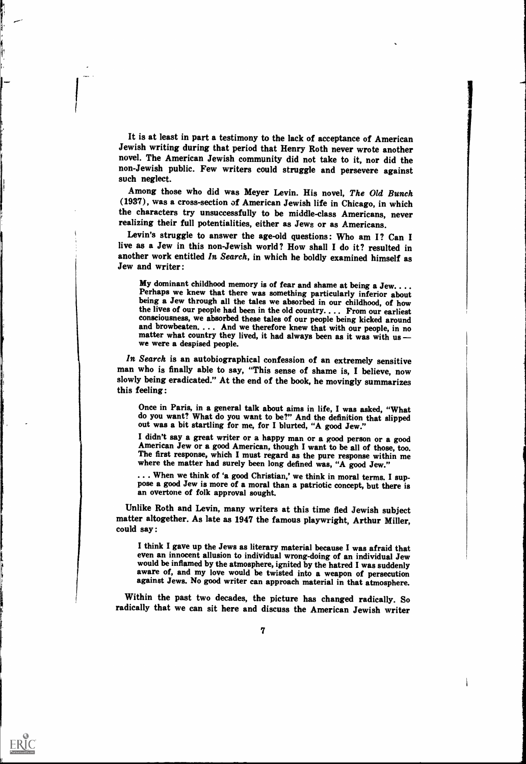It is at least in part a testimony to the lack of acceptance of American Jewish writing during that period that Henry Roth never wrote another novel. The American Jewish community did not take to it, nor did the non-Jewish public. Few writers could struggle and persevere against such neglect.

Among those who did was Meyer Levin. His novel, *The Old Bunch* (1937), was a cross-section of American Jewish life in Chicago, in which the characters try unsuccessfully to be middle-class Americans, never realizing their full potentialities, either as Jews or as Americans.

Levin's struggle to answer the age-old questions: Who am I? Can I live as a Jew in this non-Jewish world? How shall I do it? resulted in another work entitled *In Search*, in which he boldly examined himself as Jew and writer:

> My dominant childhood memory is of fear and shame at being a Jew. . . . Perhaps we knew that there was something particularly inferior about being a Jew through all the tales we absorbed in our childhood, of how the lives of our people had been in the old country. . . . From our earliest consciousness, we absorbed these tales of our people being kicked around and browbeaten. . . . And we therefore knew that with our people, in no matter what country they lived, it had always been as it was with us — we were a despised people.

*In Search* is an autobiographical confession of an extremely sensitive man who is finally able to say, "This sense of shame is, I believe, now slowly being eradicated." At the end of the book, he movingly summarizes this feeling:

> Once in Paris, in a general talk about aims in life, I was asked, "What do you want? What do you want to be?" And the definition that slipped out was a bit startling for me, for I blurted, "A good Jew."
>
> I didn't say a great writer or a happy man or a good person or a good American Jew or a good American, though I want to be all of those, too. The first response, which I must regard as the pure response within me where the matter had surely been long defined was, "A good Jew."
>
> . . . When we think of 'a good Christian,' we think in moral terms. I suppose a good Jew is more of a moral than a patriotic concept, but there is an overtone of folk approval sought.

Unlike Roth and Levin, many writers at this time fled Jewish subject matter altogether. As late as 1947 the famous playwright, Arthur Miller, could say:

> I think I gave up the Jews as literary material because I was afraid that even an innocent allusion to individual wrong-doing of an individual Jew would be inflamed by the atmosphere, ignited by the hatred I was suddenly aware of, and my love would be twisted into a weapon of persecution against Jews. No good writer can approach material in that atmosphere.

Within the past two decades, the picture has changed radically. So radically that we can sit here and discuss the American Jewish writer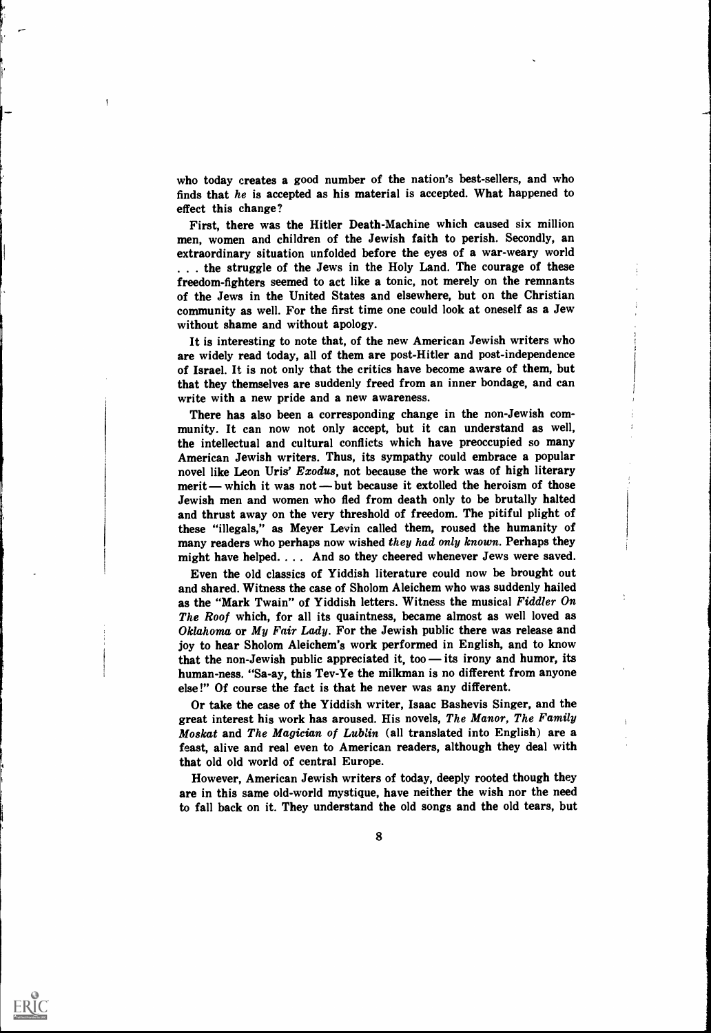who today creates a good number of the nation's best-sellers, and who finds that *he* is accepted as his material is accepted. What happened to effect this change?

First, there was the Hitler Death-Machine which caused six million men, women and children of the Jewish faith to perish. Secondly, an extraordinary situation unfolded before the eyes of a war-weary world . . . the struggle of the Jews in the Holy Land. The courage of these freedom-fighters seemed to act like a tonic, not merely on the remnants of the Jews in the United States and elsewhere, but on the Christian community as well. For the first time one could look at oneself as a Jew without shame and without apology.

It is interesting to note that, of the new American Jewish writers who are widely read today, all of them are post-Hitler and post-independence of Israel. It is not only that the critics have become aware of them, but that they themselves are suddenly freed from an inner bondage, and can write with a new pride and a new awareness.

There has also been a corresponding change in the non-Jewish community. It can now not only accept, but it can understand as well, the intellectual and cultural conflicts which have preoccupied so many American Jewish writers. Thus, its sympathy could embrace a popular novel like Leon Uris' *Exodus*, not because the work was of high literary merit — which it was not — but because it extolled the heroism of those Jewish men and women who fled from death only to be brutally halted and thrust away on the very threshold of freedom. The pitiful plight of these "illegals," as Meyer Levin called them, roused the humanity of many readers who perhaps now wished *they had only known*. Perhaps they might have helped. . . . And so they cheered whenever Jews were saved.

Even the old classics of Yiddish literature could now be brought out and shared. Witness the case of Sholom Aleichem who was suddenly hailed as the "Mark Twain" of Yiddish letters. Witness the musical *Fiddler On The Roof* which, for all its quaintness, became almost as well loved as *Oklahoma* or *My Fair Lady*. For the Jewish public there was release and joy to hear Sholom Aleichem's work performed in English, and to know that the non-Jewish public appreciated it, too — its irony and humor, its human-ness. "Sa-ay, this Tev-Ye the milkman is no different from anyone else!" Of course the fact is that he never was any different.

Or take the case of the Yiddish writer, Isaac Bashevis Singer, and the great interest his work has aroused. His novels, *The Manor, The Family Moskat* and *The Magician of Lublin* (all translated into English) are a feast, alive and real even to American readers, although they deal with that old old world of central Europe.

However, American Jewish writers of today, deeply rooted though they are in this same old-world mystique, have neither the wish nor the need to fall back on it. They understand the old songs and the old tears, but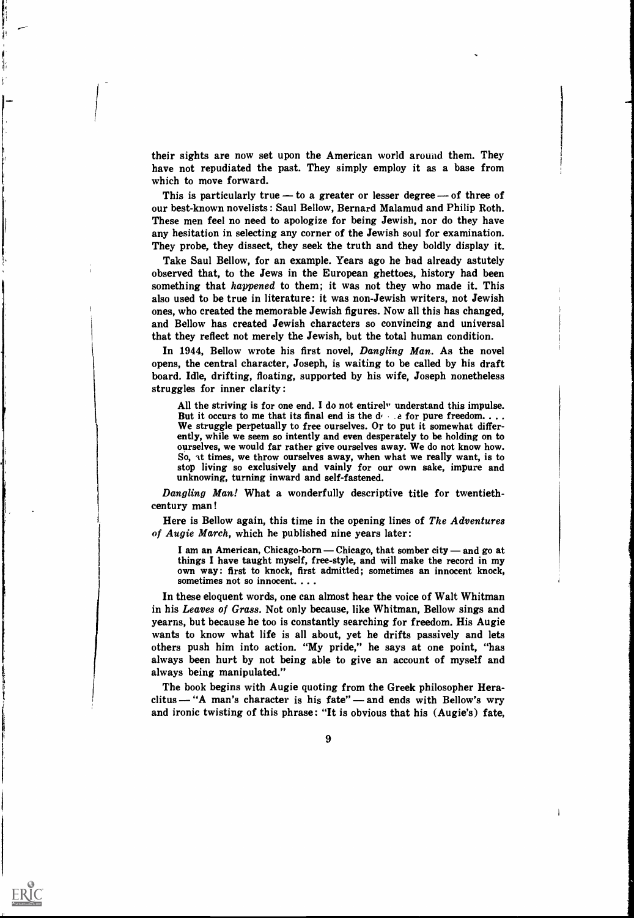their sights are now set upon the American world around them. They have not repudiated the past. They simply employ it as a base from which to move forward.

This is particularly true — to a greater or lesser degree — of three of our best-known novelists: Saul Bellow, Bernard Malamud and Philip Roth. These men feel no need to apologize for being Jewish, nor do they have any hesitation in selecting any corner of the Jewish soul for examination. They probe, they dissect, they seek the truth and they boldly display it.

Take Saul Bellow, for an example. Years ago he had already astutely observed that, to the Jews in the European ghettoes, history had been something that *happened* to them; it was not they who made it. This also used to be true in literature: it was non-Jewish writers, not Jewish ones, who created the memorable Jewish figures. Now all this has changed, and Bellow has created Jewish characters so convincing and universal that they reflect not merely the Jewish, but the total human condition.

In 1944, Bellow wrote his first novel, *Dangling Man*. As the novel opens, the central character, Joseph, is waiting to be called by his draft board. Idle, drifting, floating, supported by his wife, Joseph nonetheless struggles for inner clarity:

> All the striving is for one end. I do not entirely understand this impulse. But it occurs to me that its final end is the desire for pure freedom. . . . We struggle perpetually to free ourselves. Or to put it somewhat differently, while we seem so intently and even desperately to be holding on to ourselves, we would far rather give ourselves away. We do not know how. So, at times, we throw ourselves away, when what we really want, is to stop living so exclusively and vainly for our own sake, impure and unknowing, turning inward and self-fastened.

*Dangling Man!* What a wonderfully descriptive title for twentieth-century man!

Here is Bellow again, this time in the opening lines of *The Adventures of Augie March*, which he published nine years later:

> I am an American, Chicago-born — Chicago, that somber city — and go at things I have taught myself, free-style, and will make the record in my own way: first to knock, first admitted; sometimes an innocent knock, sometimes not so innocent. . . .

In these eloquent words, one can almost hear the voice of Walt Whitman in his *Leaves of Grass*. Not only because, like Whitman, Bellow sings and yearns, but because he too is constantly searching for freedom. His Augie wants to know what life is all about, yet he drifts passively and lets others push him into action. "My pride," he says at one point, "has always been hurt by not being able to give an account of myself and always being manipulated."

The book begins with Augie quoting from the Greek philosopher Heraclitus — "A man's character is his fate" — and ends with Bellow's wry and ironic twisting of this phrase: "It is obvious that his (Augie's) fate,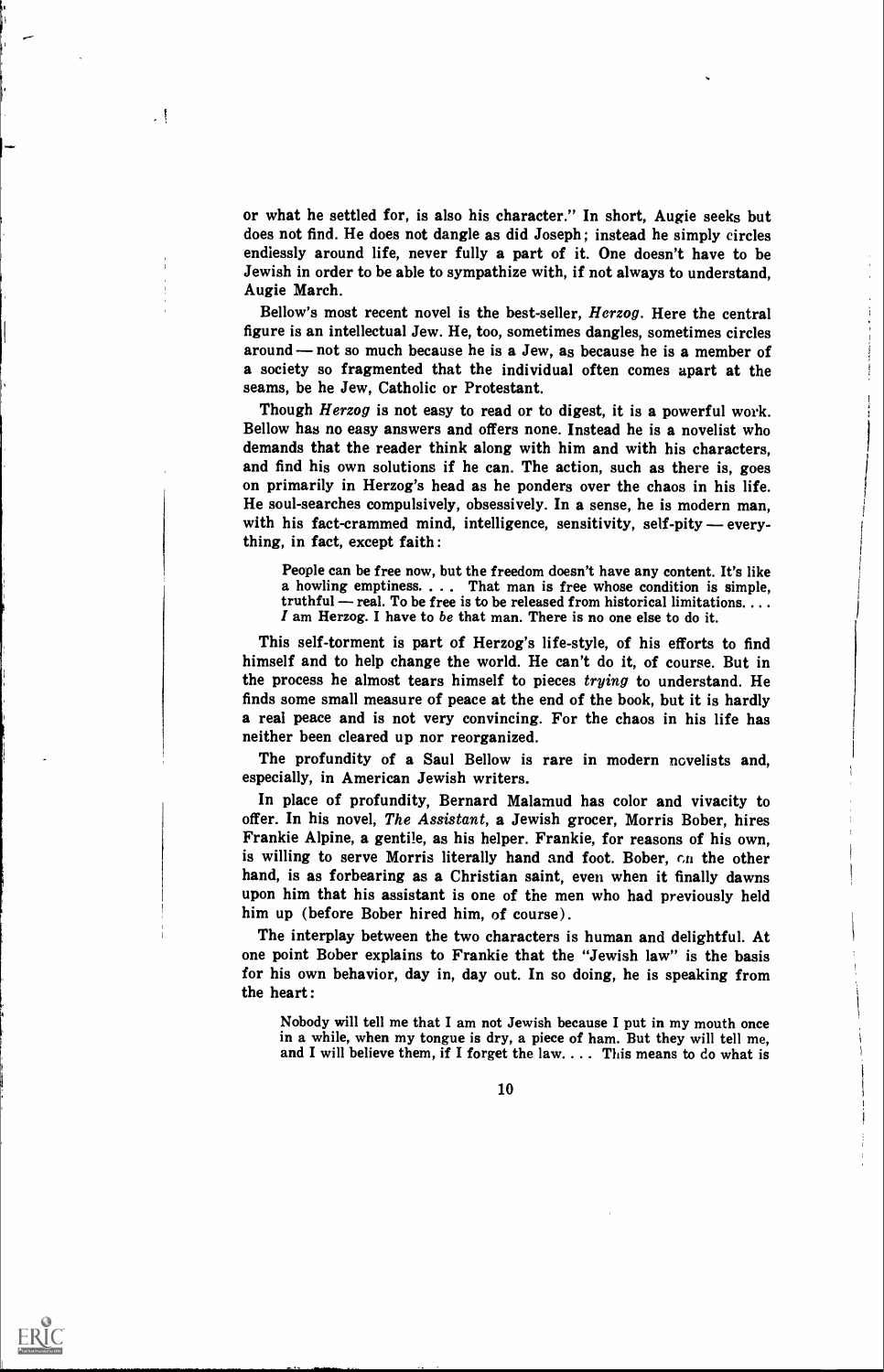or what he settled for, is also his character." In short, Augie seeks but does not find. He does not dangle as did Joseph; instead he simply circles endlessly around life, never fully a part of it. One doesn't have to be Jewish in order to be able to sympathize with, if not always to understand, Augie March.

Bellow's most recent novel is the best-seller, *Herzog*. Here the central figure is an intellectual Jew. He, too, sometimes dangles, sometimes circles around — not so much because he is a Jew, as because he is a member of a society so fragmented that the individual often comes apart at the seams, be he Jew, Catholic or Protestant.

Though *Herzog* is not easy to read or to digest, it is a powerful work. Bellow has no easy answers and offers none. Instead he is a novelist who demands that the reader think along with him and with his characters, and find his own solutions if he can. The action, such as there is, goes on primarily in Herzog's head as he ponders over the chaos in his life. He soul-searches compulsively, obsessively. In a sense, he is modern man, with his fact-crammed mind, intelligence, sensitivity, self-pity — everything, in fact, except faith:

> People can be free now, but the freedom doesn't have any content. It's like a howling emptiness. . . . That man is free whose condition is simple, truthful — real. To be free is to be released from historical limitations. . . . *I* am Herzog. I have to *be* that man. There is no one else to do it.

This self-torment is part of Herzog's life-style, of his efforts to find himself and to help change the world. He can't do it, of course. But in the process he almost tears himself to pieces *trying* to understand. He finds some small measure of peace at the end of the book, but it is hardly a real peace and is not very convincing. For the chaos in his life has neither been cleared up nor reorganized.

The profundity of a Saul Bellow is rare in modern novelists and, especially, in American Jewish writers.

In place of profundity, Bernard Malamud has color and vivacity to offer. In his novel, *The Assistant*, a Jewish grocer, Morris Bober, hires Frankie Alpine, a gentile, as his helper. Frankie, for reasons of his own, is willing to serve Morris literally hand and foot. Bober, on the other hand, is as forbearing as a Christian saint, even when it finally dawns upon him that his assistant is one of the men who had previously held him up (before Bober hired him, of course).

The interplay between the two characters is human and delightful. At one point Bober explains to Frankie that the "Jewish law" is the basis for his own behavior, day in, day out. In so doing, he is speaking from the heart:

> Nobody will tell me that I am not Jewish because I put in my mouth once in a while, when my tongue is dry, a piece of ham. But they will tell me, and I will believe them, if I forget the law. . . . This means to do what is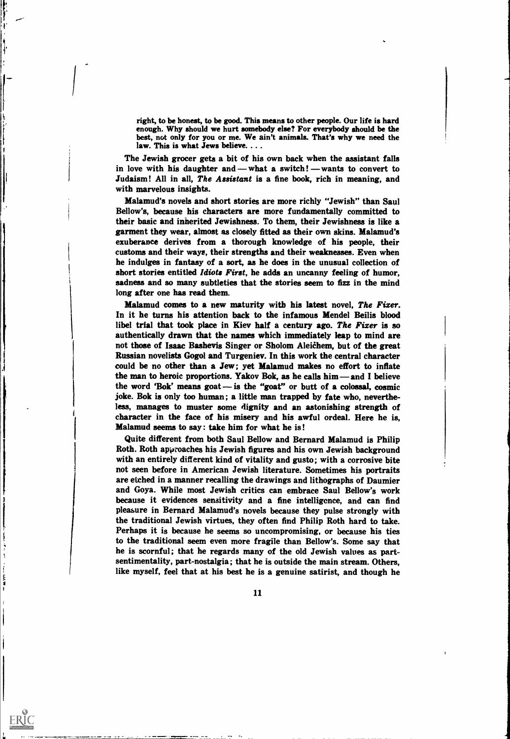right, to be honest, to be good. This means to other people. Our life is hard enough. Why should we hurt somebody else? For everybody should be the best, not only for you or me. We ain't animals. That's why we need the law. This is what Jews believe. . . .

The Jewish grocer gets a bit of his own back when the assistant falls in love with his daughter and — what a switch! — wants to convert to Judaism! All in all, *The Assistant* is a fine book, rich in meaning, and with marvelous insights.

Malamud's novels and short stories are more richly "Jewish" than Saul Bellow's, because his characters are more fundamentally committed to their basic and inherited Jewishness. To them, their Jewishness is like a garment they wear, almost as closely fitted as their own skins. Malamud's exuberance derives from a thorough knowledge of his people, their customs and their ways, their strengths and their weaknesses. Even when he indulges in fantasy of a sort, as he does in the unusual collection of short stories entitled *Idiots First*, he adds an uncanny feeling of humor, sadness and so many subtleties that the stories seem to fizz in the mind long after one has read them.

Malamud comes to a new maturity with his latest novel, *The Fixer*. In it he turns his attention back to the infamous Mendel Beilis blood libel trial that took place in Kiev half a century ago. *The Fixer* is so authentically drawn that the names which immediately leap to mind are not those of Isaac Bashevis Singer or Sholom Aleichem, but of the great Russian novelists Gogol and Turgeniev. In this work the central character could be no other than a Jew; yet Malamud makes no effort to inflate the man to heroic proportions. Yakov Bok, as he calls him — and I believe the word 'Bok' means goat — is the "goat" or butt of a colossal, cosmic joke. Bok is only too human; a little man trapped by fate who, nevertheless, manages to muster some dignity and an astonishing strength of character in the face of his misery and his awful ordeal. Here he is, Malamud seems to say: take him for what he is!

Quite different from both Saul Bellow and Bernard Malamud is Philip Roth. Roth approaches his Jewish figures and his own Jewish background with an entirely different kind of vitality and gusto; with a corrosive bite not seen before in American Jewish literature. Sometimes his portraits are etched in a manner recalling the drawings and lithographs of Daumier and Goya. While most Jewish critics can embrace Saul Bellow's work because it evidences sensitivity and a fine intelligence, and can find pleasure in Bernard Malamud's novels because they pulse strongly with the traditional Jewish virtues, they often find Philip Roth hard to take. Perhaps it is because he seems so uncompromising, or because his ties to the traditional seem even more fragile than Bellow's. Some say that he is scornful; that he regards many of the old Jewish values as part-sentimentality, part-nostalgia; that he is outside the main stream. Others, like myself, feel that at his best he is a genuine satirist, and though he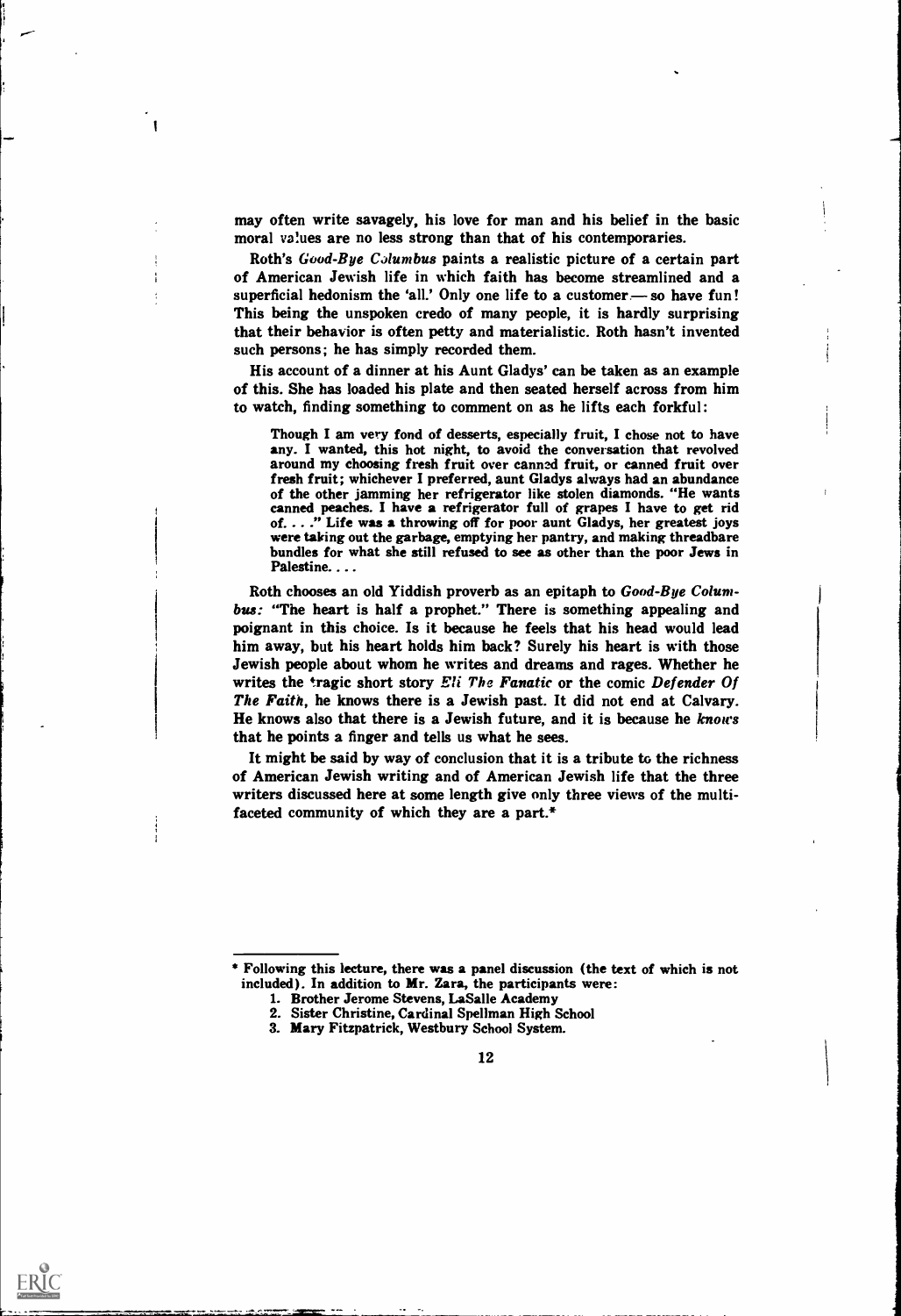may often write savagely, his love for man and his belief in the basic moral values are no less strong than that of his contemporaries.

Roth's *Good-Bye Columbus* paints a realistic picture of a certain part of American Jewish life in which faith has become streamlined and a superficial hedonism the 'all.' Only one life to a customer— so have fun! This being the unspoken credo of many people, it is hardly surprising that their behavior is often petty and materialistic. Roth hasn't invented such persons; he has simply recorded them.

His account of a dinner at his Aunt Gladys' can be taken as an example of this. She has loaded his plate and then seated herself across from him to watch, finding something to comment on as he lifts each forkful:

> Though I am very fond of desserts, especially fruit, I chose not to have any. I wanted, this hot night, to avoid the conversation that revolved around my choosing fresh fruit over canned fruit, or canned fruit over fresh fruit; whichever I preferred, aunt Gladys always had an abundance of the other jamming her refrigerator like stolen diamonds. "He wants canned peaches. I have a refrigerator full of grapes I have to get rid of. . . ." Life was a throwing off for poor aunt Gladys, her greatest joys were taking out the garbage, emptying her pantry, and making threadbare bundles for what she still refused to see as other than the poor Jews in Palestine. . . .

Roth chooses an old Yiddish proverb as an epitaph to *Good-Bye Columbus:* "The heart is half a prophet." There is something appealing and poignant in this choice. Is it because he feels that his head would lead him away, but his heart holds him back? Surely his heart is with those Jewish people about whom he writes and dreams and rages. Whether he writes the tragic short story *Eli The Fanatic* or the comic *Defender Of The Faith*, he knows there is a Jewish past. It did not end at Calvary. He knows also that there is a Jewish future, and it is because he *knows* that he points a finger and tells us what he sees.

It might be said by way of conclusion that it is a tribute to the richness of American Jewish writing and of American Jewish life that the three writers discussed here at some length give only three views of the multifaceted community of which they are a part.*

---

\* Following this lecture, there was a panel discussion (the text of which is not included). In addition to Mr. Zara, the participants were:

1. Brother Jerome Stevens, LaSalle Academy
2. Sister Christine, Cardinal Spellman High School
3. Mary Fitzpatrick, Westbury School System.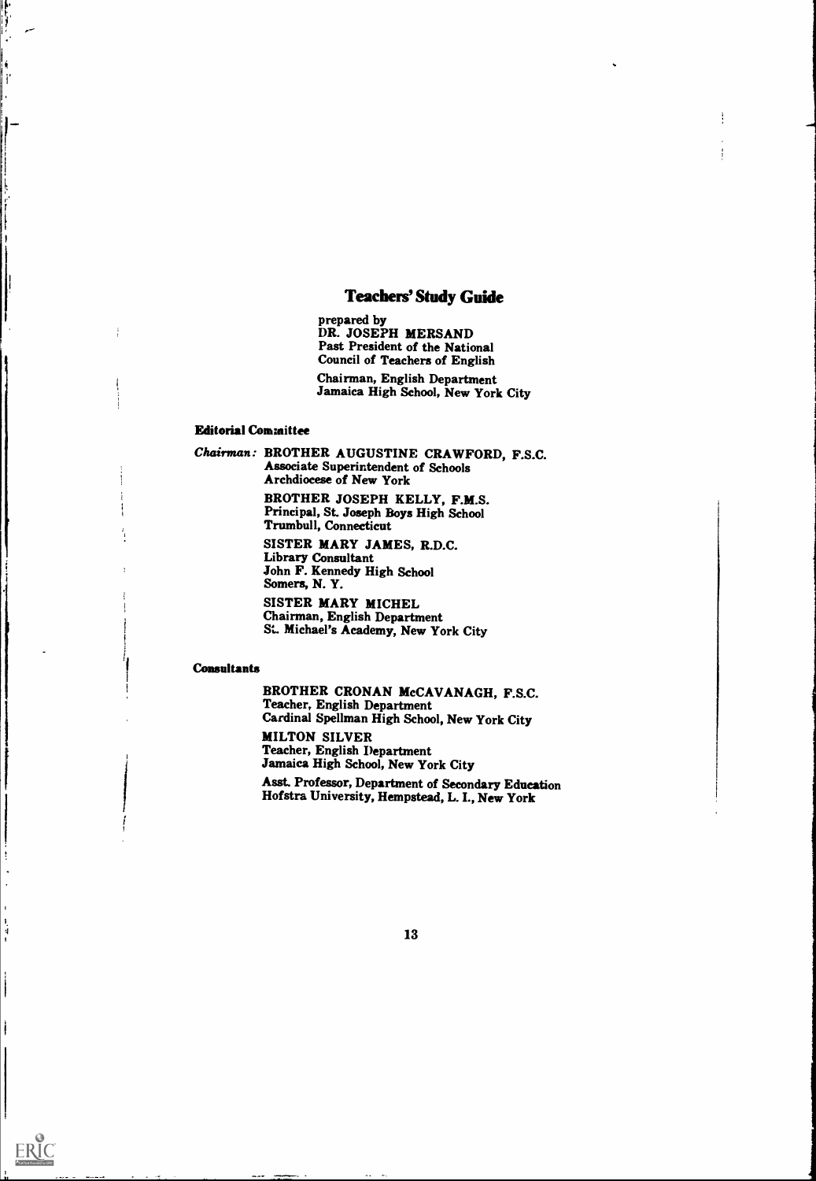## Teachers' Study Guide

prepared by
DR. JOSEPH MERSAND
Past President of the National
Council of Teachers of English

Chairman, English Department
Jamaica High School, New York City

**Editorial Committee**

*Chairman:* BROTHER AUGUSTINE CRAWFORD, F.S.C.
Associate Superintendent of Schools
Archdiocese of New York

BROTHER JOSEPH KELLY, F.M.S.
Principal, St. Joseph Boys High School
Trumbull, Connecticut

SISTER MARY JAMES, R.D.C.
Library Consultant
John F. Kennedy High School
Somers, N. Y.

SISTER MARY MICHEL
Chairman, English Department
St. Michael's Academy, New York City

**Consultants**

BROTHER CRONAN McCAVANAGH, F.S.C.
Teacher, English Department
Cardinal Spellman High School, New York City

MILTON SILVER
Teacher, English Department
Jamaica High School, New York City

Asst. Professor, Department of Secondary Education
Hofstra University, Hempstead, L. I., New York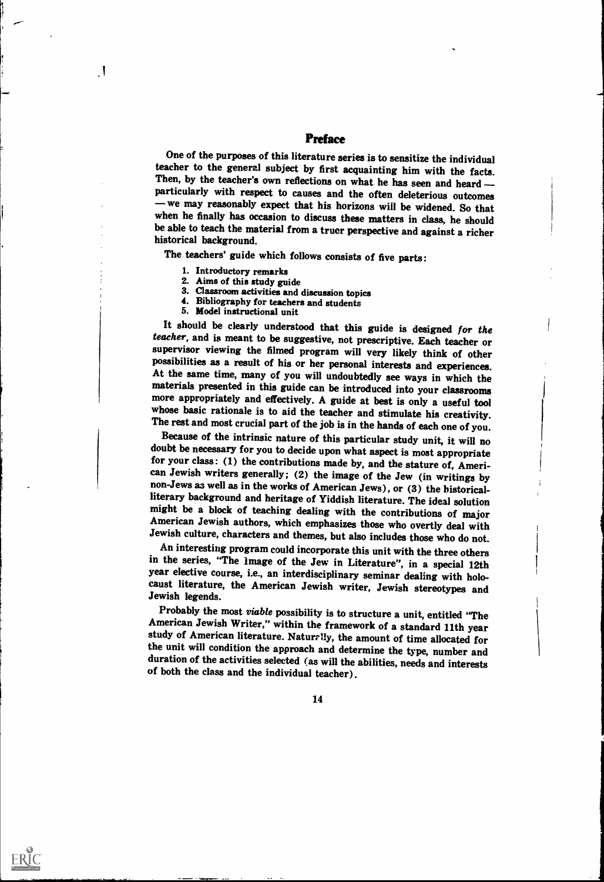## Preface

One of the purposes of this literature series is to sensitize the individual teacher to the general subject by first acquainting him with the facts. Then, by the teacher's own reflections on what he has seen and heard — particularly with respect to causes and the often deleterious outcomes — we may reasonably expect that his horizons will be widened. So that when he finally has occasion to discuss these matters in class, he should be able to teach the material from a truer perspective and against a richer historical background.

The teachers' guide which follows consists of five parts:

1. Introductory remarks
2. Aims of this study guide
3. Classroom activities and discussion topics
4. Bibliography for teachers and students
5. Model instructional unit

It should be clearly understood that this guide is designed *for the teacher*, and is meant to be suggestive, not prescriptive. Each teacher or supervisor viewing the filmed program will very likely think of other possibilities as a result of his or her personal interests and experiences. At the same time, many of you will undoubtedly see ways in which the materials presented in this guide can be introduced into your classrooms more appropriately and effectively. A guide at best is only a useful tool whose basic rationale is to aid the teacher and stimulate his creativity. The rest and most crucial part of the job is in the hands of each one of you.

Because of the intrinsic nature of this particular study unit, it will no doubt be necessary for you to decide upon what aspect is most appropriate for your class: (1) the contributions made by, and the stature of, American Jewish writers generally; (2) the image of the Jew (in writings by non-Jews as well as in the works of American Jews), or (3) the historical-literary background and heritage of Yiddish literature. The ideal solution might be a block of teaching dealing with the contributions of major American Jewish authors, which emphasizes those who overtly deal with Jewish culture, characters and themes, but also includes those who do not.

An interesting program could incorporate this unit with the three others in the series, "The Image of the Jew in Literature", in a special 12th year elective course, i.e., an interdisciplinary seminar dealing with holocaust literature, the American Jewish writer, Jewish stereotypes and Jewish legends.

Probably the most *viable* possibility is to structure a unit, entitled "The American Jewish Writer," within the framework of a standard 11th year study of American literature. Naturally, the amount of time allocated for the unit will condition the approach and determine the type, number and duration of the activities selected (as will the abilities, needs and interests of both the class and the individual teacher).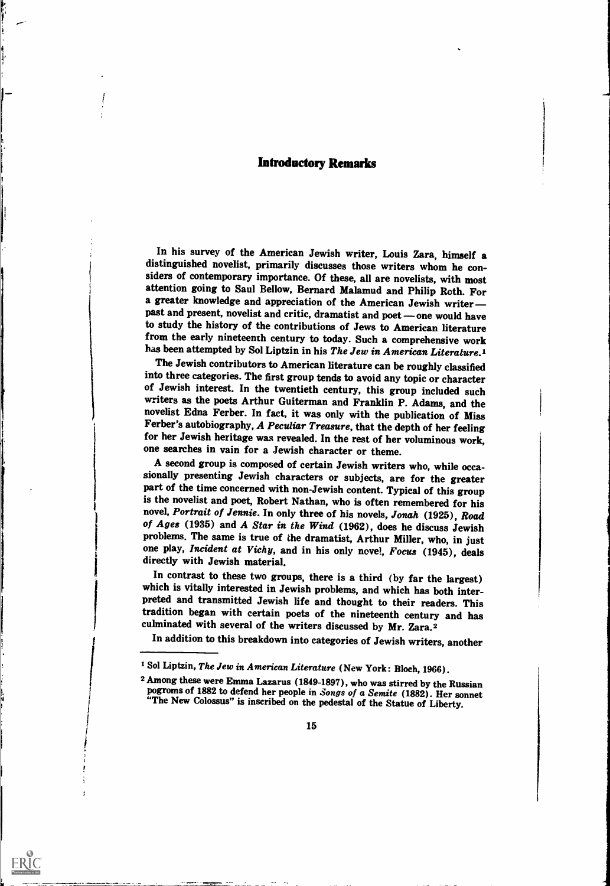## Introductory Remarks

In his survey of the American Jewish writer, Louis Zara, himself a distinguished novelist, primarily discusses those writers whom he considers of contemporary importance. Of these, all are novelists, with most attention going to Saul Bellow, Bernard Malamud and Philip Roth. For a greater knowledge and appreciation of the American Jewish writer— past and present, novelist and critic, dramatist and poet — one would have to study the history of the contributions of Jews to American literature from the early nineteenth century to today. Such a comprehensive work has been attempted by Sol Liptzin in his *The Jew in American Literature.*[1]

The Jewish contributors to American literature can be roughly classified into three categories. The first group tends to avoid any topic or character of Jewish interest. In the twentieth century, this group included such writers as the poets Arthur Guiterman and Franklin P. Adams, and the novelist Edna Ferber. In fact, it was only with the publication of Miss Ferber's autobiography, *A Peculiar Treasure*, that the depth of her feeling for her Jewish heritage was revealed. In the rest of her voluminous work, one searches in vain for a Jewish character or theme.

A second group is composed of certain Jewish writers who, while occasionally presenting Jewish characters or subjects, are for the greater part of the time concerned with non-Jewish content. Typical of this group is the novelist and poet, Robert Nathan, who is often remembered for his novel, *Portrait of Jennie*. In only three of his novels, *Jonah* (1925), *Road of Ages* (1935) and *A Star in the Wind* (1962), does he discuss Jewish problems. The same is true of the dramatist, Arthur Miller, who, in just one play, *Incident at Vichy*, and in his only novel, *Focus* (1945), deals directly with Jewish material.

In contrast to these two groups, there is a third (by far the largest) which is vitally interested in Jewish problems, and which has both interpreted and transmitted Jewish life and thought to their readers. This tradition began with certain poets of the nineteenth century and has culminated with several of the writers discussed by Mr. Zara.[2]

In addition to this breakdown into categories of Jewish writers, another

---

[1] Sol Liptzin, *The Jew in American Literature* (New York: Bloch, 1966).

[2] Among these were Emma Lazarus (1849-1897), who was stirred by the Russian pogroms of 1882 to defend her people in *Songs of a Semite* (1882). Her sonnet "The New Colossus" is inscribed on the pedestal of the Statue of Liberty.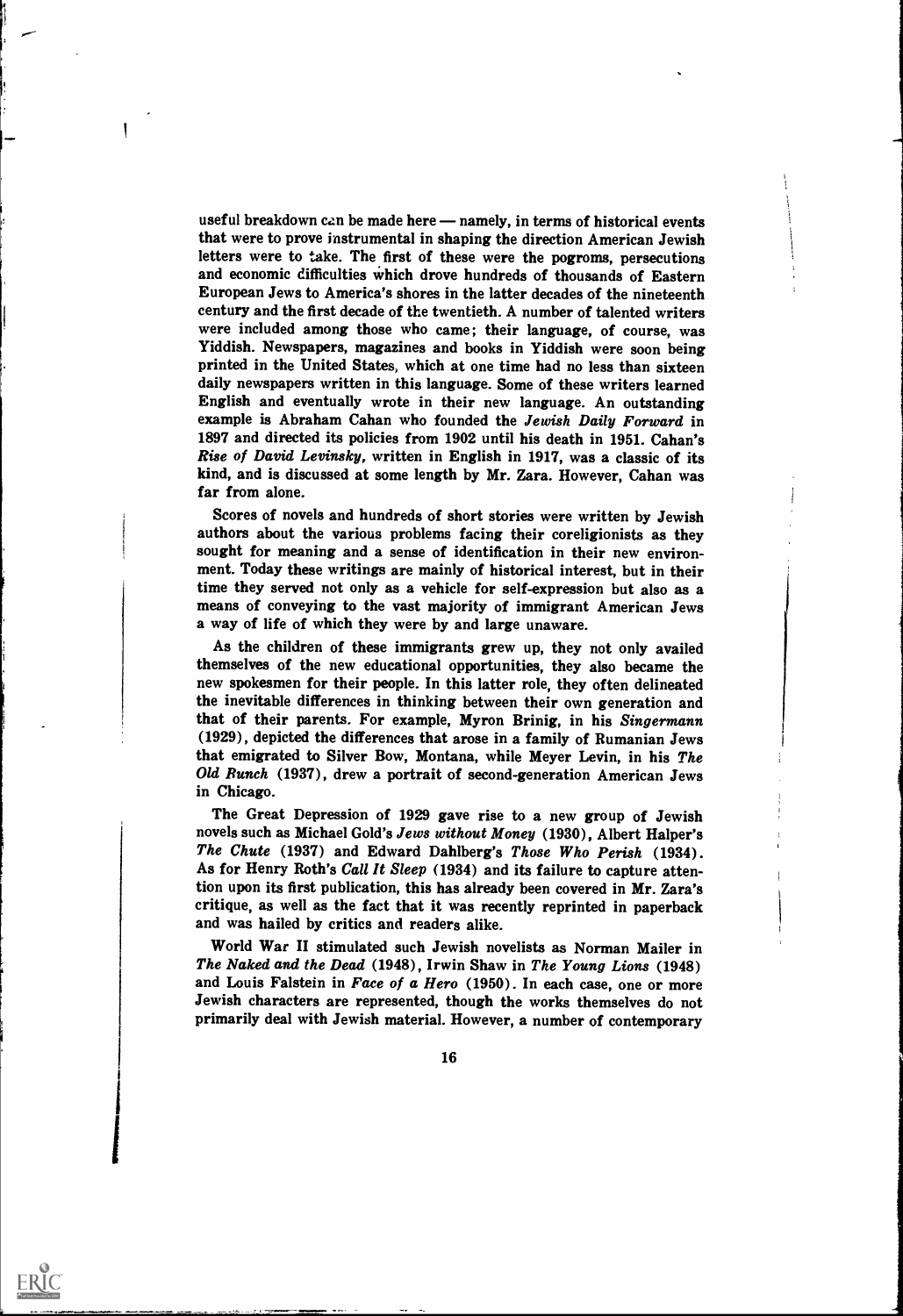useful breakdown can be made here — namely, in terms of historical events that were to prove instrumental in shaping the direction American Jewish letters were to take. The first of these were the pogroms, persecutions and economic difficulties which drove hundreds of thousands of Eastern European Jews to America's shores in the latter decades of the nineteenth century and the first decade of the twentieth. A number of talented writers were included among those who came; their language, of course, was Yiddish. Newspapers, magazines and books in Yiddish were soon being printed in the United States, which at one time had no less than sixteen daily newspapers written in this language. Some of these writers learned English and eventually wrote in their new language. An outstanding example is Abraham Cahan who founded the *Jewish Daily Forward* in 1897 and directed its policies from 1902 until his death in 1951. Cahan's *Rise of David Levinsky*, written in English in 1917, was a classic of its kind, and is discussed at some length by Mr. Zara. However, Cahan was far from alone.

Scores of novels and hundreds of short stories were written by Jewish authors about the various problems facing their coreligionists as they sought for meaning and a sense of identification in their new environment. Today these writings are mainly of historical interest, but in their time they served not only as a vehicle for self-expression but also as a means of conveying to the vast majority of immigrant American Jews a way of life of which they were by and large unaware.

As the children of these immigrants grew up, they not only availed themselves of the new educational opportunities, they also became the new spokesmen for their people. In this latter role, they often delineated the inevitable differences in thinking between their own generation and that of their parents. For example, Myron Brinig, in his *Singermann* (1929), depicted the differences that arose in a family of Rumanian Jews that emigrated to Silver Bow, Montana, while Meyer Levin, in his *The Old Bunch* (1937), drew a portrait of second-generation American Jews in Chicago.

The Great Depression of 1929 gave rise to a new group of Jewish novels such as Michael Gold's *Jews without Money* (1930), Albert Halper's *The Chute* (1937) and Edward Dahlberg's *Those Who Perish* (1934). As for Henry Roth's *Call It Sleep* (1934) and its failure to capture attention upon its first publication, this has already been covered in Mr. Zara's critique, as well as the fact that it was recently reprinted in paperback and was hailed by critics and readers alike.

World War II stimulated such Jewish novelists as Norman Mailer in *The Naked and the Dead* (1948), Irwin Shaw in *The Young Lions* (1948) and Louis Falstein in *Face of a Hero* (1950). In each case, one or more Jewish characters are represented, though the works themselves do not primarily deal with Jewish material. However, a number of contemporary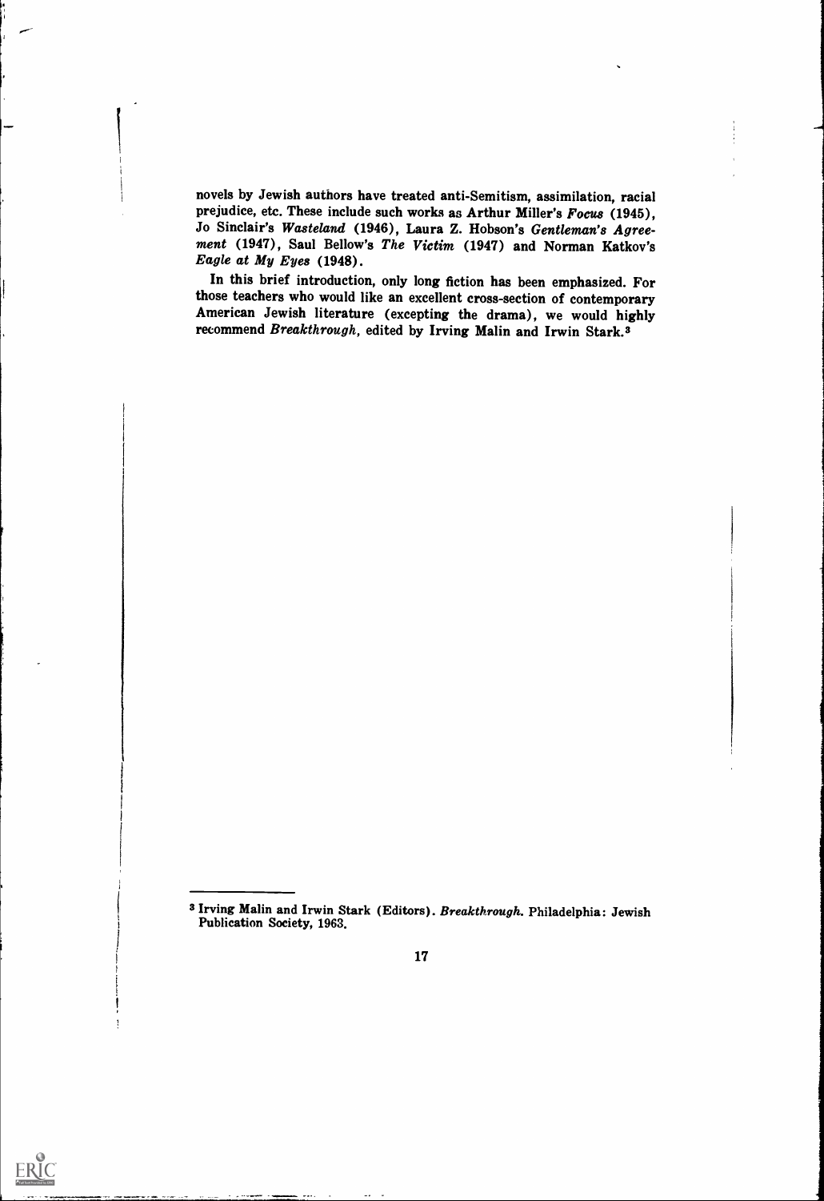novels by Jewish authors have treated anti-Semitism, assimilation, racial prejudice, etc. These include such works as Arthur Miller's *Focus* (1945), Jo Sinclair's *Wasteland* (1946), Laura Z. Hobson's *Gentleman's Agreement* (1947), Saul Bellow's *The Victim* (1947) and Norman Katkov's *Eagle at My Eyes* (1948).

In this brief introduction, only long fiction has been emphasized. For those teachers who would like an excellent cross-section of contemporary American Jewish literature (excepting the drama), we would highly recommend *Breakthrough*, edited by Irving Malin and Irwin Stark.[3]

---

[3] Irving Malin and Irwin Stark (Editors). *Breakthrough.* Philadelphia: Jewish Publication Society, 1963.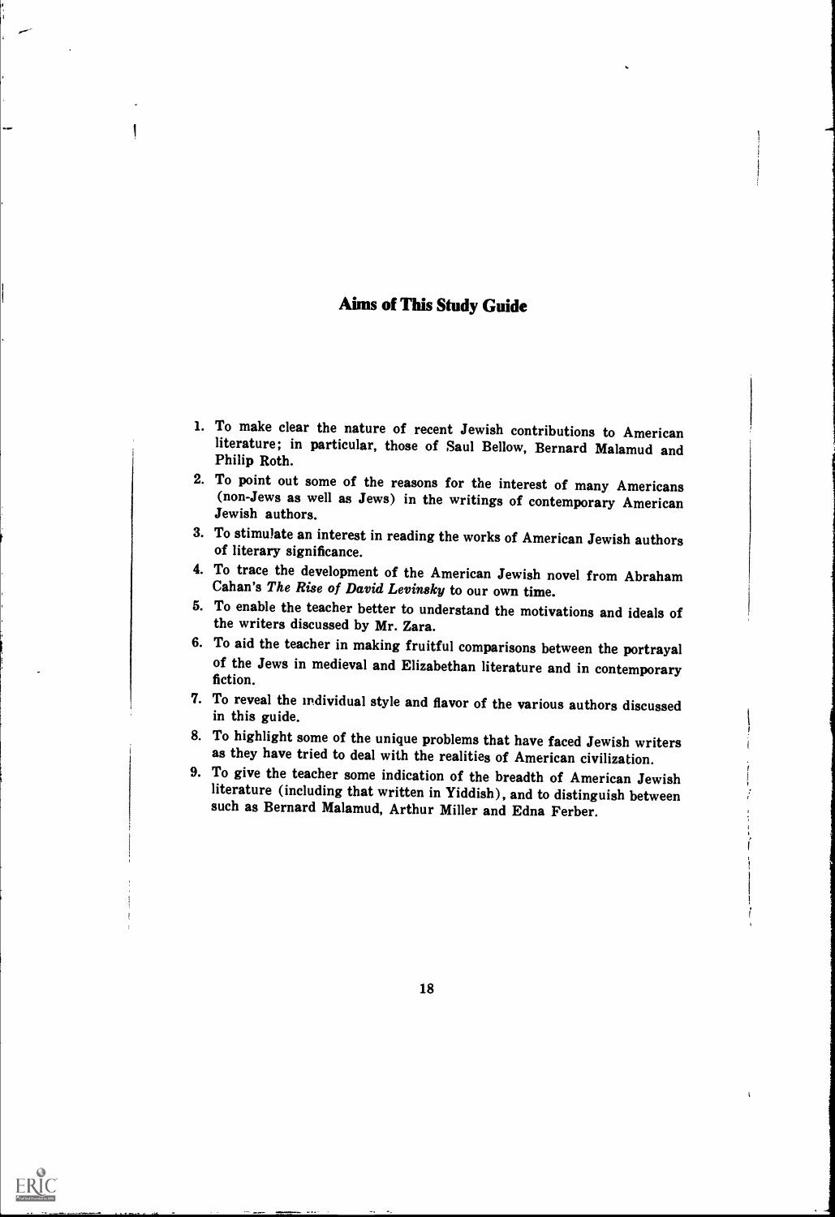## Aims of This Study Guide

1. To make clear the nature of recent Jewish contributions to American literature; in particular, those of Saul Bellow, Bernard Malamud and Philip Roth.
2. To point out some of the reasons for the interest of many Americans (non-Jews as well as Jews) in the writings of contemporary American Jewish authors.
3. To stimulate an interest in reading the works of American Jewish authors of literary significance.
4. To trace the development of the American Jewish novel from Abraham Cahan's *The Rise of David Levinsky* to our own time.
5. To enable the teacher better to understand the motivations and ideals of the writers discussed by Mr. Zara.
6. To aid the teacher in making fruitful comparisons between the portrayal of the Jews in medieval and Elizabethan literature and in contemporary fiction.
7. To reveal the individual style and flavor of the various authors discussed in this guide.
8. To highlight some of the unique problems that have faced Jewish writers as they have tried to deal with the realities of American civilization.
9. To give the teacher some indication of the breadth of American Jewish literature (including that written in Yiddish), and to distinguish between such as Bernard Malamud, Arthur Miller and Edna Ferber.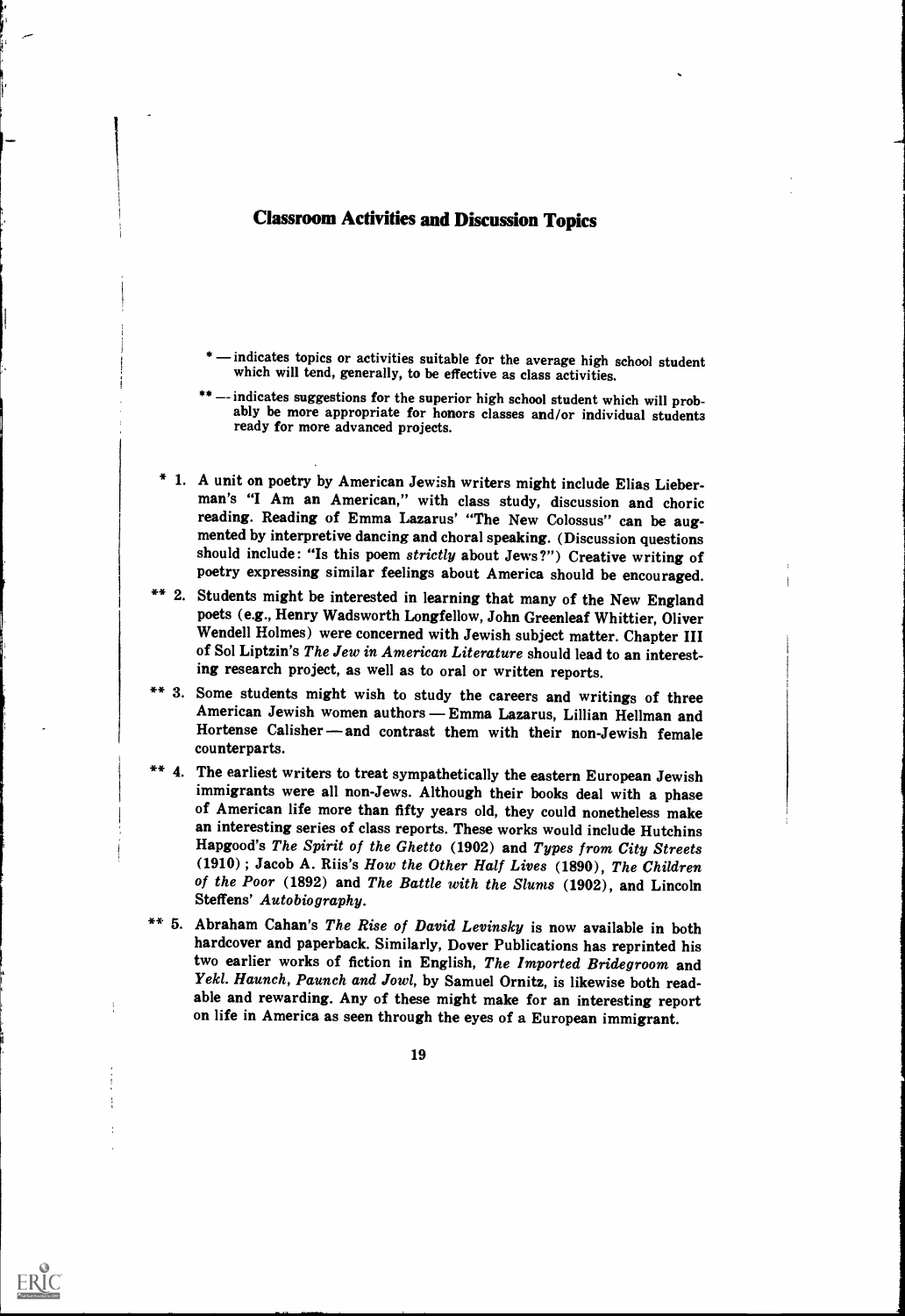## Classroom Activities and Discussion Topics

\* — indicates topics or activities suitable for the average high school student which will tend, generally, to be effective as class activities.

\*\* — indicates suggestions for the superior high school student which will probably be more appropriate for honors classes and/or individual students ready for more advanced projects.

\* 1. A unit on poetry by American Jewish writers might include Elias Lieberman's "I Am an American," with class study, discussion and choric reading. Reading of Emma Lazarus' "The New Colossus" can be augmented by interpretive dancing and choral speaking. (Discussion questions should include: "Is this poem *strictly* about Jews?") Creative writing of poetry expressing similar feelings about America should be encouraged.

\*\* 2. Students might be interested in learning that many of the New England poets (e.g., Henry Wadsworth Longfellow, John Greenleaf Whittier, Oliver Wendell Holmes) were concerned with Jewish subject matter. Chapter III of Sol Liptzin's *The Jew in American Literature* should lead to an interesting research project, as well as to oral or written reports.

\*\* 3. Some students might wish to study the careers and writings of three American Jewish women authors — Emma Lazarus, Lillian Hellman and Hortense Calisher — and contrast them with their non-Jewish female counterparts.

\*\* 4. The earliest writers to treat sympathetically the eastern European Jewish immigrants were all non-Jews. Although their books deal with a phase of American life more than fifty years old, they could nonetheless make an interesting series of class reports. These works would include Hutchins Hapgood's *The Spirit of the Ghetto* (1902) and *Types from City Streets* (1910); Jacob A. Riis's *How the Other Half Lives* (1890), *The Children of the Poor* (1892) and *The Battle with the Slums* (1902), and Lincoln Steffens' *Autobiography*.

\*\* 5. Abraham Cahan's *The Rise of David Levinsky* is now available in both hardcover and paperback. Similarly, Dover Publications has reprinted his two earlier works of fiction in English, *The Imported Bridegroom* and *Yekl. Haunch, Paunch and Jowl*, by Samuel Ornitz, is likewise both readable and rewarding. Any of these might make for an interesting report on life in America as seen through the eyes of a European immigrant.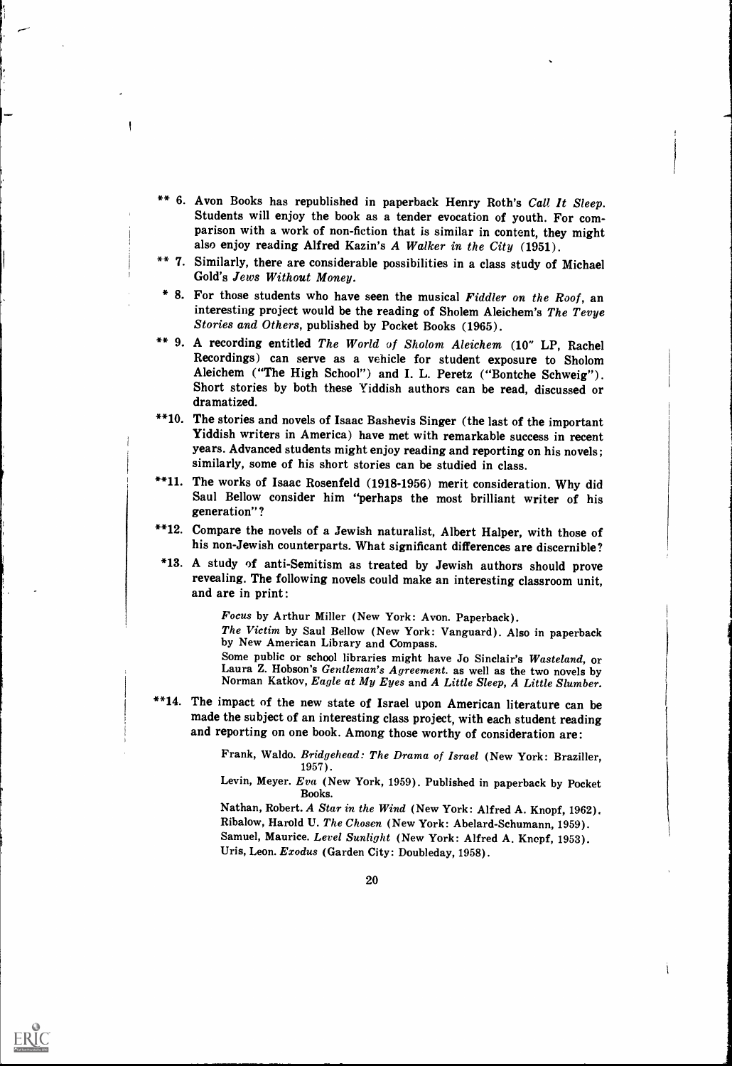** 6. Avon Books has republished in paperback Henry Roth's *Call It Sleep*. Students will enjoy the book as a tender evocation of youth. For comparison with a work of non-fiction that is similar in content, they might also enjoy reading Alfred Kazin's *A Walker in the City* (1951).

** 7. Similarly, there are considerable possibilities in a class study of Michael Gold's *Jews Without Money*.

* 8. For those students who have seen the musical *Fiddler on the Roof*, an interesting project would be the reading of Sholem Aleichem's *The Tevye Stories and Others*, published by Pocket Books (1965).

** 9. A recording entitled *The World of Sholom Aleichem* (10" LP, Rachel Recordings) can serve as a vehicle for student exposure to Sholom Aleichem ("The High School") and I. L. Peretz ("Bontche Schweig"). Short stories by both these Yiddish authors can be read, discussed or dramatized.

**10. The stories and novels of Isaac Bashevis Singer (the last of the important Yiddish writers in America) have met with remarkable success in recent years. Advanced students might enjoy reading and reporting on his novels; similarly, some of his short stories can be studied in class.

**11. The works of Isaac Rosenfeld (1918-1956) merit consideration. Why did Saul Bellow consider him "perhaps the most brilliant writer of his generation"?

**12. Compare the novels of a Jewish naturalist, Albert Halper, with those of his non-Jewish counterparts. What significant differences are discernible?

*13. A study of anti-Semitism as treated by Jewish authors should prove revealing. The following novels could make an interesting classroom unit, and are in print:

> *Focus* by Arthur Miller (New York: Avon. Paperback).
>
> *The Victim* by Saul Bellow (New York: Vanguard). Also in paperback by New American Library and Compass.
>
> Some public or school libraries might have Jo Sinclair's *Wasteland*, or Laura Z. Hobson's *Gentleman's Agreement*. as well as the two novels by Norman Katkov, *Eagle at My Eyes* and *A Little Sleep, A Little Slumber*.

**14. The impact of the new state of Israel upon American literature can be made the subject of an interesting class project, with each student reading and reporting on one book. Among those worthy of consideration are:

> Frank, Waldo. *Bridgehead: The Drama of Israel* (New York: Braziller, 1957).
>
> Levin, Meyer. *Eva* (New York, 1959). Published in paperback by Pocket Books.
>
> Nathan, Robert. *A Star in the Wind* (New York: Alfred A. Knopf, 1962).
>
> Ribalow, Harold U. *The Chosen* (New York: Abelard-Schumann, 1959).
>
> Samuel, Maurice. *Level Sunlight* (New York: Alfred A. Knopf, 1953).
>
> Uris, Leon. *Exodus* (Garden City: Doubleday, 1958).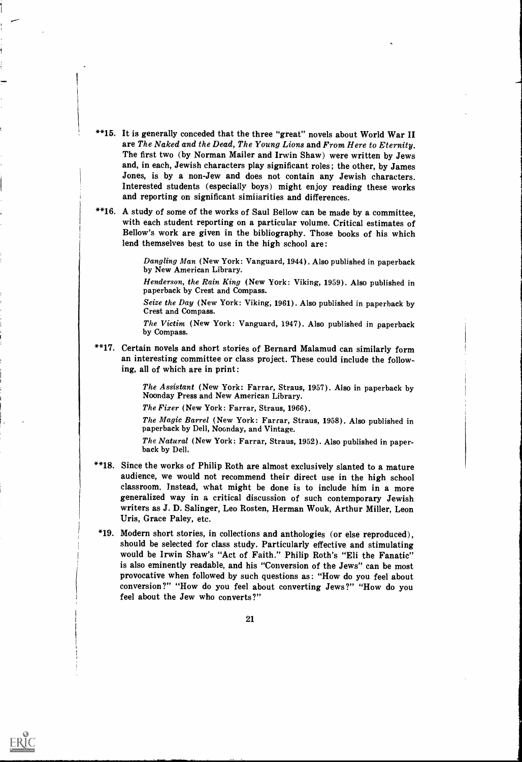**15. It is generally conceded that the three "great" novels about World War II are *The Naked and the Dead, The Young Lions* and *From Here to Eternity*. The first two (by Norman Mailer and Irwin Shaw) were written by Jews and, in each, Jewish characters play significant roles; the other, by James Jones, is by a non-Jew and does not contain any Jewish characters. Interested students (especially boys) might enjoy reading these works and reporting on significant simiiarities and differences.

**16. A study of some of the works of Saul Bellow can be made by a committee, with each student reporting on a particular volume. Critical estimates of Bellow's work are given in the bibliography. Those books of his which lend themselves best to use in the high school are:

> *Dangling Man* (New York: Vanguard, 1944). Also published in paperback by New American Library.
>
> *Henderson, the Rain King* (New York: Viking, 1959). Also published in paperback by Crest and Compass.
>
> *Seize the Day* (New York: Viking, 1961). Also published in paperback by Crest and Compass.
>
> *The Victim* (New York: Vanguard, 1947). Also published in paperback by Compass.

**17. Certain novels and short stories of Bernard Malamud can similarly form an interesting committee or class project. These could include the following, all of which are in print:

> *The Assistant* (New York: Farrar, Straus, 1957). Also in paperback by Noonday Press and New American Library.
>
> *The Fixer* (New York: Farrar, Straus, 1966).
>
> *The Magic Barrel* (New York: Farrar, Straus, 1958). Also published in paperback by Dell, Noonday, and Vintage.
>
> *The Natural* (New York: Farrar, Straus, 1952). Also published in paperback by Dell.

**18. Since the works of Philip Roth are almost exclusively slanted to a mature audience, we would not recommend their direct use in the high school classroom. Instead, what might be done is to include him in a more generalized way in a critical discussion of such contemporary Jewish writers as J. D. Salinger, Leo Rosten, Herman Wouk, Arthur Miller, Leon Uris, Grace Paley, etc.

*19. Modern short stories, in collections and anthologies (or else reproduced), should be selected for class study. Particularly effective and stimulating would be Irwin Shaw's "Act of Faith." Philip Roth's "Eli the Fanatic" is also eminently readable, and his "Conversion of the Jews" can be most provocative when followed by such questions as: "How do you feel about conversion?" "How do you feel about converting Jews?" "How do you feel about the Jew who converts?"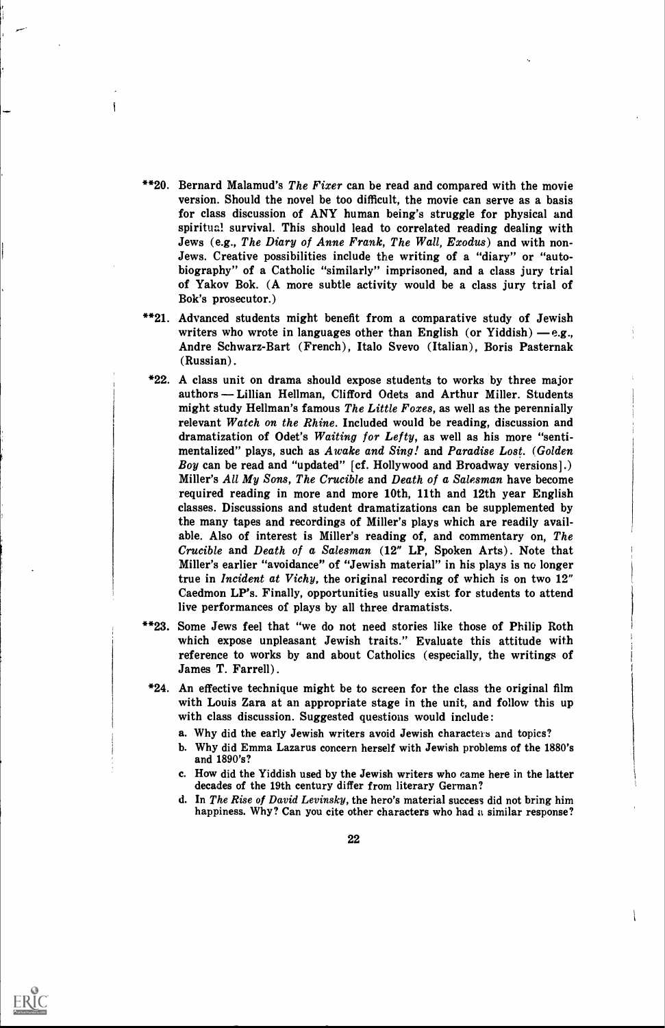**20. Bernard Malamud's *The Fixer* can be read and compared with the movie version. Should the novel be too difficult, the movie can serve as a basis for class discussion of ANY human being's struggle for physical and spiritual survival. This should lead to correlated reading dealing with Jews (e.g., *The Diary of Anne Frank, The Wall, Exodus*) and with non-Jews. Creative possibilities include the writing of a "diary" or "autobiography" of a Catholic "similarly" imprisoned, and a class jury trial of Yakov Bok. (A more subtle activity would be a class jury trial of Bok's prosecutor.)

**21. Advanced students might benefit from a comparative study of Jewish writers who wrote in languages other than English (or Yiddish) — e.g., Andre Schwarz-Bart (French), Italo Svevo (Italian), Boris Pasternak (Russian).

*22. A class unit on drama should expose students to works by three major authors — Lillian Hellman, Clifford Odets and Arthur Miller. Students might study Hellman's famous *The Little Foxes*, as well as the perennially relevant *Watch on the Rhine*. Included would be reading, discussion and dramatization of Odet's *Waiting for Lefty*, as well as his more "sentimentalized" plays, such as *Awake and Sing!* and *Paradise Lost*. (*Golden Boy* can be read and "updated" [cf. Hollywood and Broadway versions].) Miller's *All My Sons, The Crucible* and *Death of a Salesman* have become required reading in more and more 10th, 11th and 12th year English classes. Discussions and student dramatizations can be supplemented by the many tapes and recordings of Miller's plays which are readily available. Also of interest is Miller's reading of, and commentary on, *The Crucible* and *Death of a Salesman* (12" LP, Spoken Arts). Note that Miller's earlier "avoidance" of "Jewish material" in his plays is no longer true in *Incident at Vichy*, the original recording of which is on two 12" Caedmon LP's. Finally, opportunities usually exist for students to attend live performances of plays by all three dramatists.

**23. Some Jews feel that "we do not need stories like those of Philip Roth which expose unpleasant Jewish traits." Evaluate this attitude with reference to works by and about Catholics (especially, the writings of James T. Farrell).

*24. An effective technique might be to screen for the class the original film with Louis Zara at an appropriate stage in the unit, and follow this up with class discussion. Suggested questions would include:

a. Why did the early Jewish writers avoid Jewish characters and topics?

b. Why did Emma Lazarus concern herself with Jewish problems of the 1880's and 1890's?

c. How did the Yiddish used by the Jewish writers who came here in the latter decades of the 19th century differ from literary German?

d. In *The Rise of David Levinsky*, the hero's material success did not bring him happiness. Why? Can you cite other characters who had a similar response?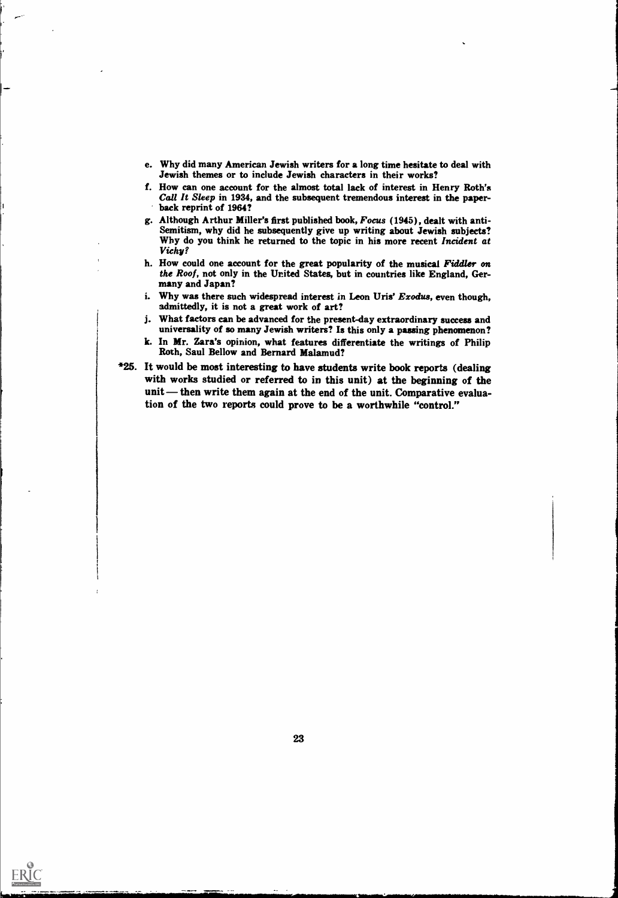e. Why did many American Jewish writers for a long time hesitate to deal with Jewish themes or to include Jewish characters in their works?

f. How can one account for the almost total lack of interest in Henry Roth's *Call It Sleep* in 1934, and the subsequent tremendous interest in the paperback reprint of 1964?

g. Although Arthur Miller's first published book, *Focus* (1945), dealt with anti-Semitism, why did he subsequently give up writing about Jewish subjects? Why do you think he returned to the topic in his more recent *Incident at Vichy?*

h. How could one account for the great popularity of the musical *Fiddler on the Roof*, not only in the United States, but in countries like England, Germany and Japan?

i. Why was there such widespread interest in Leon Uris' *Exodus*, even though, admittedly, it is not a great work of art?

j. What factors can be advanced for the present-day extraordinary success and universality of so many Jewish writers? Is this only a passing phenomenon?

k. In Mr. Zara's opinion, what features differentiate the writings of Philip Roth, Saul Bellow and Bernard Malamud?

*25. It would be most interesting to have students write book reports (dealing with works studied or referred to in this unit) at the beginning of the unit — then write them again at the end of the unit. Comparative evaluation of the two reports could prove to be a worthwhile "control."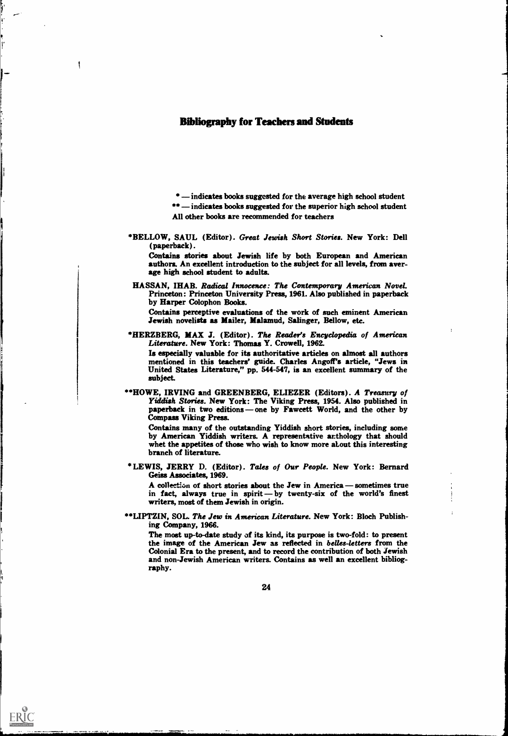## Bibliography for Teachers and Students

* — indicates books suggested for the average high school student
** — indicates books suggested for the superior high school student
All other books are recommended for teachers

*BELLOW, SAUL (Editor). *Great Jewish Short Stories.* New York: Dell (paperback).

Contains stories about Jewish life by both European and American authors. An excellent introduction to the subject for all levels, from average high school student to adults.

HASSAN, IHAB. *Radical Innocence: The Contemporary American Novel.* Princeton: Princeton University Press, 1961. Also published in paperback by Harper Colophon Books.

Contains perceptive evaluations of the work of such eminent American Jewish novelists as Mailer, Malamud, Salinger, Bellow, etc.

*HERZBERG, MAX J. (Editor). *The Reader's Encyclopedia of American Literature.* New York: Thomas Y. Crowell, 1962.

Is especially valuable for its authoritative articles on almost all authors mentioned in this teachers' guide. Charles Angoff's article, "Jews in United States Literature," pp. 544-547, is an excellent summary of the subject.

**HOWE, IRVING and GREENBERG, ELIEZER (Editors). *A Treasury of Yiddish Stories.* New York: The Viking Press, 1954. Also published in paperback in two editions — one by Fawcett World, and the other by Compass Viking Press.

Contains many of the outstanding Yiddish short stories, including some by American Yiddish writers. A representative anthology that should whet the appetites of those who wish to know more about this interesting branch of literature.

*LEWIS, JERRY D. (Editor). *Tales of Our People.* New York: Bernard Geiss Associates, 1969.

A collection of short stories about the Jew in America — sometimes true in fact, always true in spirit — by twenty-six of the world's finest writers, most of them Jewish in origin.

**LIPTZIN, SOL. *The Jew in American Literature.* New York: Bloch Publishing Company, 1966.

The most up-to-date study of its kind, its purpose is two-fold: to present the image of the American Jew as reflected in *belles-letters* from the Colonial Era to the present, and to record the contribution of both Jewish and non-Jewish American writers. Contains as well an excellent bibliography.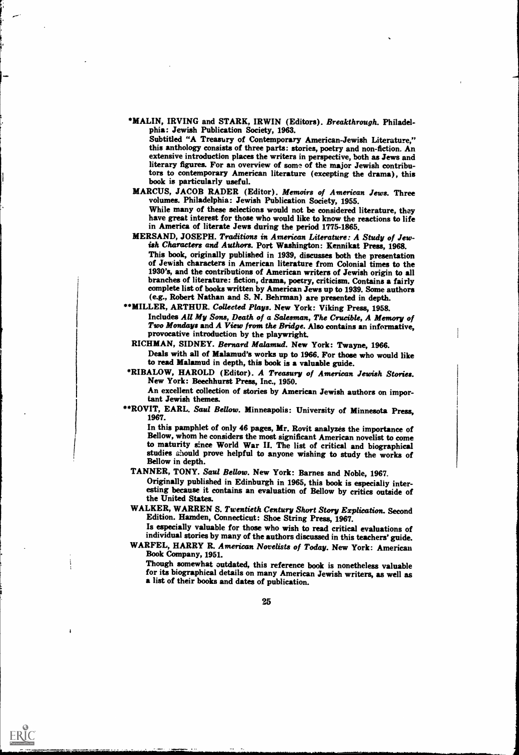*MALIN, IRVING and STARK, IRWIN (Editors). *Breakthrough.* Philadelphia: Jewish Publication Society, 1963.

Subtitled "A Treasury of Contemporary American-Jewish Literature," this anthology consists of three parts: stories, poetry and non-fiction. An extensive introduction places the writers in perspective, both as Jews and literary figures. For an overview of some of the major Jewish contributors to contemporary American literature (excepting the drama), this book is particularly useful.

MARCUS, JACOB RADER (Editor). *Memoirs of American Jews.* Three volumes. Philadelphia: Jewish Publication Society, 1955.

While many of these selections would not be considered literature, they have great interest for those who would like to know the reactions to life in America of literate Jews during the period 1775-1865.

MERSAND, JOSEPH. *Traditions in American Literature: A Study of Jewish Characters and Authors.* Port Washington: Kennikat Press, 1968.

This book, originally published in 1939, discusses both the presentation of Jewish characters in American literature from Colonial times to the 1930's, and the contributions of American writers of Jewish origin to all branches of literature: fiction, drama, poetry, criticism. Contains a fairly complete list of books written by American Jews up to 1939. Some authors (e.g., Robert Nathan and S. N. Behrman) are presented in depth.

**MILLER, ARTHUR. *Collected Plays.* New York: Viking Press, 1958.

Includes *All My Sons, Death of a Salesman, The Crucible, A Memory of Two Mondays* and *A View from the Bridge.* Also contains an informative, provocative introduction by the playwright.

RICHMAN, SIDNEY. *Bernard Malamud.* New York: Twayne, 1966.

Deals with all of Malamud's works up to 1966. For those who would like to read Malamud in depth, this book is a valuable guide.

*RIBALOW, HAROLD (Editor). *A Treasury of American Jewish Stories.* New York: Beechhurst Press, Inc., 1950.

An excellent collection of stories by American Jewish authors on important Jewish themes.

**ROVIT, EARL. *Saul Bellow.* Minneapolis: University of Minnesota Press, 1967.

In this pamphlet of only 46 pages, Mr. Rovit analyzes the importance of Bellow, whom he considers the most significant American novelist to come to maturity since World War II. The list of critical and biographical studies should prove helpful to anyone wishing to study the works of Bellow in depth.

TANNER, TONY. *Saul Bellow.* New York: Barnes and Noble, 1967.

Originally published in Edinburgh in 1965, this book is especially interesting because it contains an evaluation of Bellow by critics outside of the United States.

WALKER, WARREN S. *Twentieth Century Short Story Explication.* Second Edition. Hamden, Connecticut: Shoe String Press, 1967.

Is especially valuable for those who wish to read critical evaluations of individual stories by many of the authors discussed in this teachers' guide.

WARFEL, HARRY R. *American Novelists of Today.* New York: American Book Company, 1951.

Though somewhat outdated, this reference book is nonetheless valuable for its biographical details on many American Jewish writers, as well as a list of their books and dates of publication.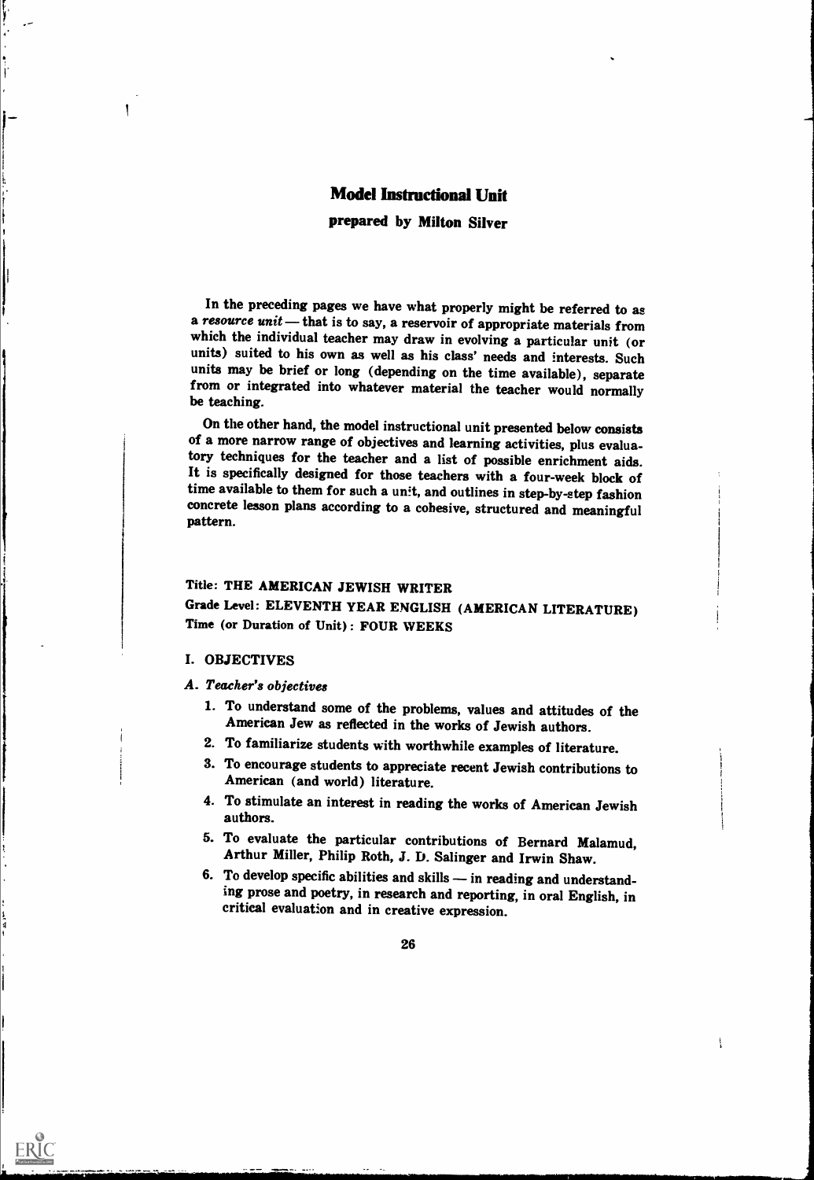# Model Instructional Unit

**prepared by Milton Silver**

In the preceding pages we have what properly might be referred to as a *resource unit* — that is to say, a reservoir of appropriate materials from which the individual teacher may draw in evolving a particular unit (or units) suited to his own as well as his class' needs and interests. Such units may be brief or long (depending on the time available), separate from or integrated into whatever material the teacher would normally be teaching.

On the other hand, the model instructional unit presented below consists of a more narrow range of objectives and learning activities, plus evaluatory techniques for the teacher and a list of possible enrichment aids. It is specifically designed for those teachers with a four-week block of time available to them for such a unit, and outlines in step-by-step fashion concrete lesson plans according to a cohesive, structured and meaningful pattern.

Title: THE AMERICAN JEWISH WRITER

Grade Level: ELEVENTH YEAR ENGLISH (AMERICAN LITERATURE)

Time (or Duration of Unit): FOUR WEEKS

## I. OBJECTIVES

### A. *Teacher's objectives*

1. To understand some of the problems, values and attitudes of the American Jew as reflected in the works of Jewish authors.
2. To familiarize students with worthwhile examples of literature.
3. To encourage students to appreciate recent Jewish contributions to American (and world) literature.
4. To stimulate an interest in reading the works of American Jewish authors.
5. To evaluate the particular contributions of Bernard Malamud, Arthur Miller, Philip Roth, J. D. Salinger and Irwin Shaw.
6. To develop specific abilities and skills — in reading and understanding prose and poetry, in research and reporting, in oral English, in critical evaluation and in creative expression.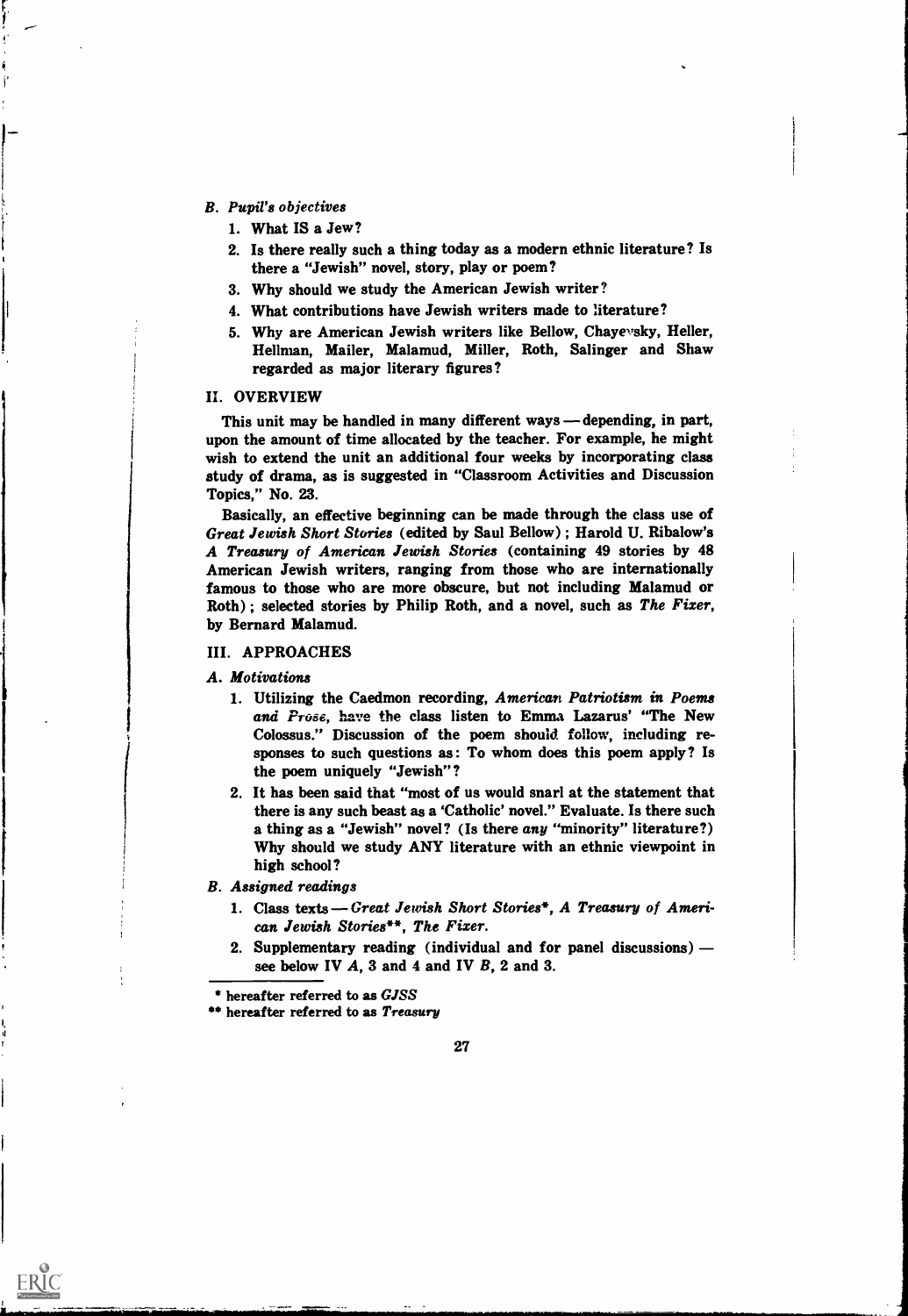### B. *Pupil's objectives*

1. What IS a Jew?
2. Is there really such a thing today as a modern ethnic literature? Is there a "Jewish" novel, story, play or poem?
3. Why should we study the American Jewish writer?
4. What contributions have Jewish writers made to literature?
5. Why are American Jewish writers like Bellow, Chayevsky, Heller, Hellman, Mailer, Malamud, Miller, Roth, Salinger and Shaw regarded as major literary figures?

## II. OVERVIEW

This unit may be handled in many different ways — depending, in part, upon the amount of time allocated by the teacher. For example, he might wish to extend the unit an additional four weeks by incorporating class study of drama, as is suggested in "Classroom Activities and Discussion Topics," No. 23.

Basically, an effective beginning can be made through the class use of *Great Jewish Short Stories* (edited by Saul Bellow); Harold U. Ribalow's *A Treasury of American Jewish Stories* (containing 49 stories by 48 American Jewish writers, ranging from those who are internationally famous to those who are more obscure, but not including Malamud or Roth); selected stories by Philip Roth, and a novel, such as *The Fixer*, by Bernard Malamud.

## III. APPROACHES

### A. *Motivations*

1. Utilizing the Caedmon recording, *American Patriotism in Poems and Prose*, have the class listen to Emma Lazarus' "The New Colossus." Discussion of the poem should follow, including responses to such questions as: To whom does this poem apply? Is the poem uniquely "Jewish"?
2. It has been said that "most of us would snarl at the statement that there is any such beast as a 'Catholic' novel." Evaluate. Is there such a thing as a "Jewish" novel? (Is there *any* "minority" literature?) Why should we study ANY literature with an ethnic viewpoint in high school?

### B. *Assigned readings*

1. Class texts — *Great Jewish Short Stories*\*, *A Treasury of American Jewish Stories*\*\*, *The Fixer*.
2. Supplementary reading (individual and for panel discussions) — see below IV *A*, 3 and 4 and IV *B*, 2 and 3.

---

\* hereafter referred to as *GJSS*

\*\* hereafter referred to as *Treasury*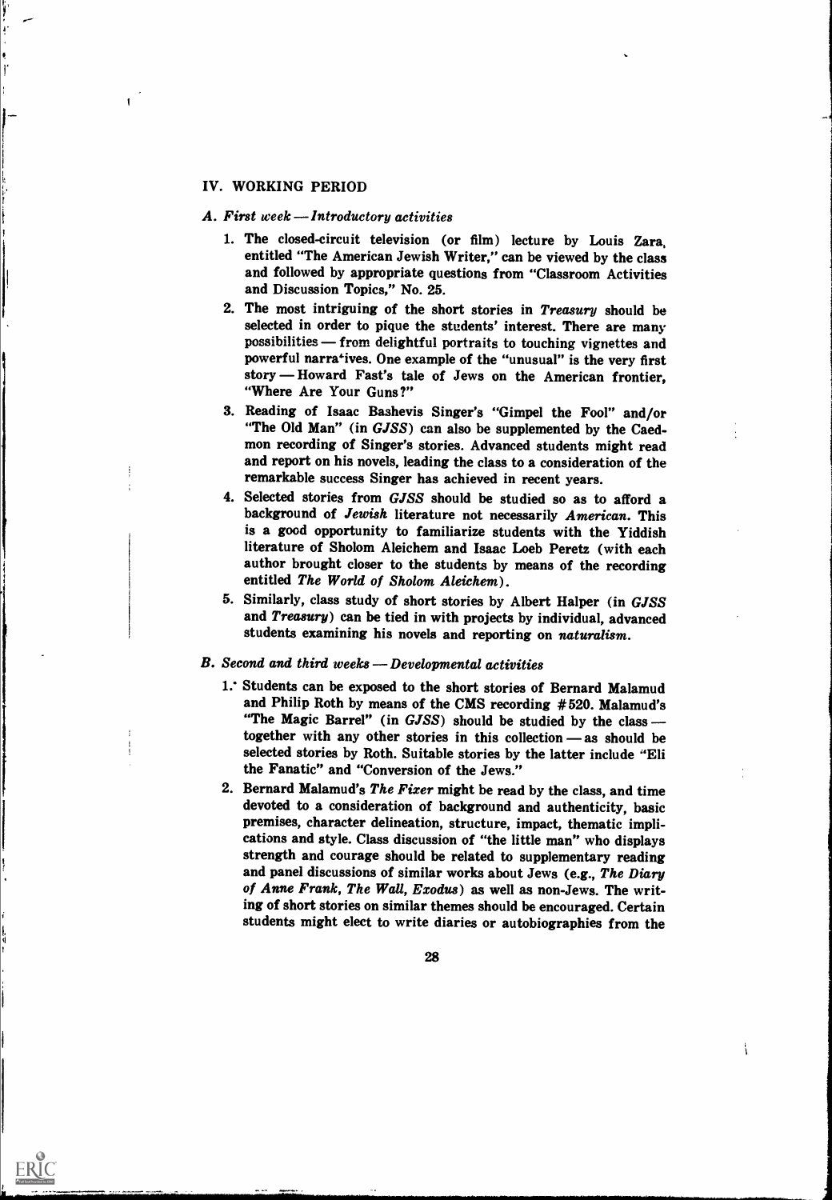## IV. WORKING PERIOD

### *A. First week — Introductory activities*

1. The closed-circuit television (or film) lecture by Louis Zara, entitled "The American Jewish Writer," can be viewed by the class and followed by appropriate questions from "Classroom Activities and Discussion Topics," No. 25.
2. The most intriguing of the short stories in *Treasury* should be selected in order to pique the students' interest. There are many possibilities — from delightful portraits to touching vignettes and powerful narratives. One example of the "unusual" is the very first story — Howard Fast's tale of Jews on the American frontier, "Where Are Your Guns?"
3. Reading of Isaac Bashevis Singer's "Gimpel the Fool" and/or "The Old Man" (in *GJSS*) can also be supplemented by the Caedmon recording of Singer's stories. Advanced students might read and report on his novels, leading the class to a consideration of the remarkable success Singer has achieved in recent years.
4. Selected stories from *GJSS* should be studied so as to afford a background of *Jewish* literature not necessarily *American*. This is a good opportunity to familiarize students with the Yiddish literature of Sholom Aleichem and Isaac Loeb Peretz (with each author brought closer to the students by means of the recording entitled *The World of Sholom Aleichem*).
5. Similarly, class study of short stories by Albert Halper (in *GJSS* and *Treasury*) can be tied in with projects by individual, advanced students examining his novels and reporting on *naturalism*.

### *B. Second and third weeks — Developmental activities*

1. Students can be exposed to the short stories of Bernard Malamud and Philip Roth by means of the CMS recording #520. Malamud's "The Magic Barrel" (in *GJSS*) should be studied by the class — together with any other stories in this collection — as should be selected stories by Roth. Suitable stories by the latter include "Eli the Fanatic" and "Conversion of the Jews."
2. Bernard Malamud's *The Fixer* might be read by the class, and time devoted to a consideration of background and authenticity, basic premises, character delineation, structure, impact, thematic implications and style. Class discussion of "the little man" who displays strength and courage should be related to supplementary reading and panel discussions of similar works about Jews (e.g., *The Diary of Anne Frank*, *The Wall*, *Exodus*) as well as non-Jews. The writing of short stories on similar themes should be encouraged. Certain students might elect to write diaries or autobiographies from the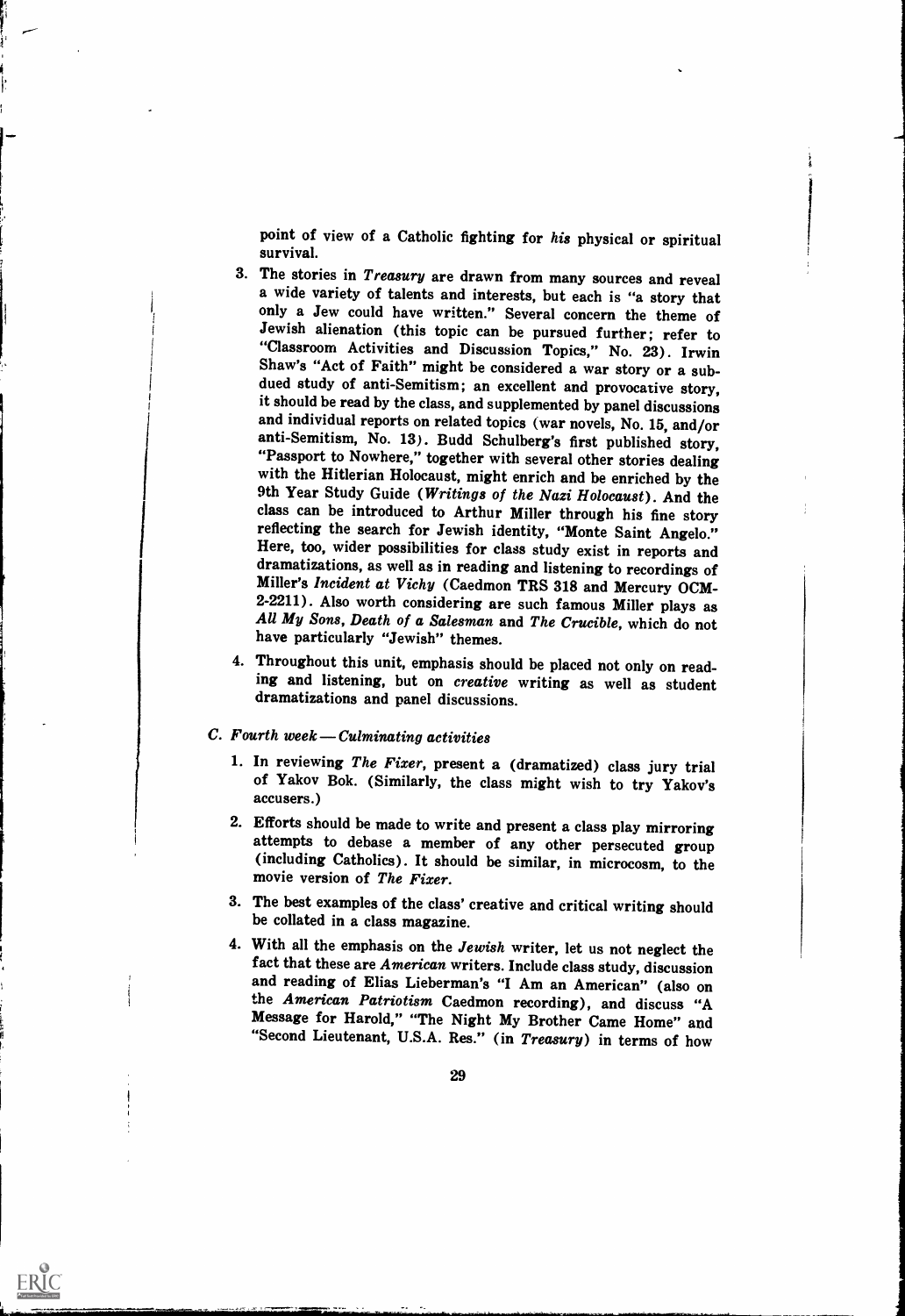point of view of a Catholic fighting for *his* physical or spiritual survival.

3. The stories in *Treasury* are drawn from many sources and reveal a wide variety of talents and interests, but each is "a story that only a Jew could have written." Several concern the theme of Jewish alienation (this topic can be pursued further; refer to "Classroom Activities and Discussion Topics," No. 23). Irwin Shaw's "Act of Faith" might be considered a war story or a subdued study of anti-Semitism; an excellent and provocative story, it should be read by the class, and supplemented by panel discussions and individual reports on related topics (war novels, No. 15, and/or anti-Semitism, No. 13). Budd Schulberg's first published story, "Passport to Nowhere," together with several other stories dealing with the Hitlerian Holocaust, might enrich and be enriched by the 9th Year Study Guide (*Writings of the Nazi Holocaust*). And the class can be introduced to Arthur Miller through his fine story reflecting the search for Jewish identity, "Monte Saint Angelo." Here, too, wider possibilities for class study exist in reports and dramatizations, as well as in reading and listening to recordings of Miller's *Incident at Vichy* (Caedmon TRS 318 and Mercury OCM-2-2211). Also worth considering are such famous Miller plays as *All My Sons, Death of a Salesman* and *The Crucible*, which do not have particularly "Jewish" themes.

4. Throughout this unit, emphasis should be placed not only on reading and listening, but on *creative* writing as well as student dramatizations and panel discussions.

C. *Fourth week — Culminating activities*

1. In reviewing *The Fixer*, present a (dramatized) class jury trial of Yakov Bok. (Similarly, the class might wish to try Yakov's accusers.)

2. Efforts should be made to write and present a class play mirroring attempts to debase a member of any other persecuted group (including Catholics). It should be similar, in microcosm, to the movie version of *The Fixer*.

3. The best examples of the class' creative and critical writing should be collated in a class magazine.

4. With all the emphasis on the *Jewish* writer, let us not neglect the fact that these are *American* writers. Include class study, discussion and reading of Elias Lieberman's "I Am an American" (also on the *American Patriotism* Caedmon recording), and discuss "A Message for Harold," "The Night My Brother Came Home" and "Second Lieutenant, U.S.A. Res." (in *Treasury*) in terms of how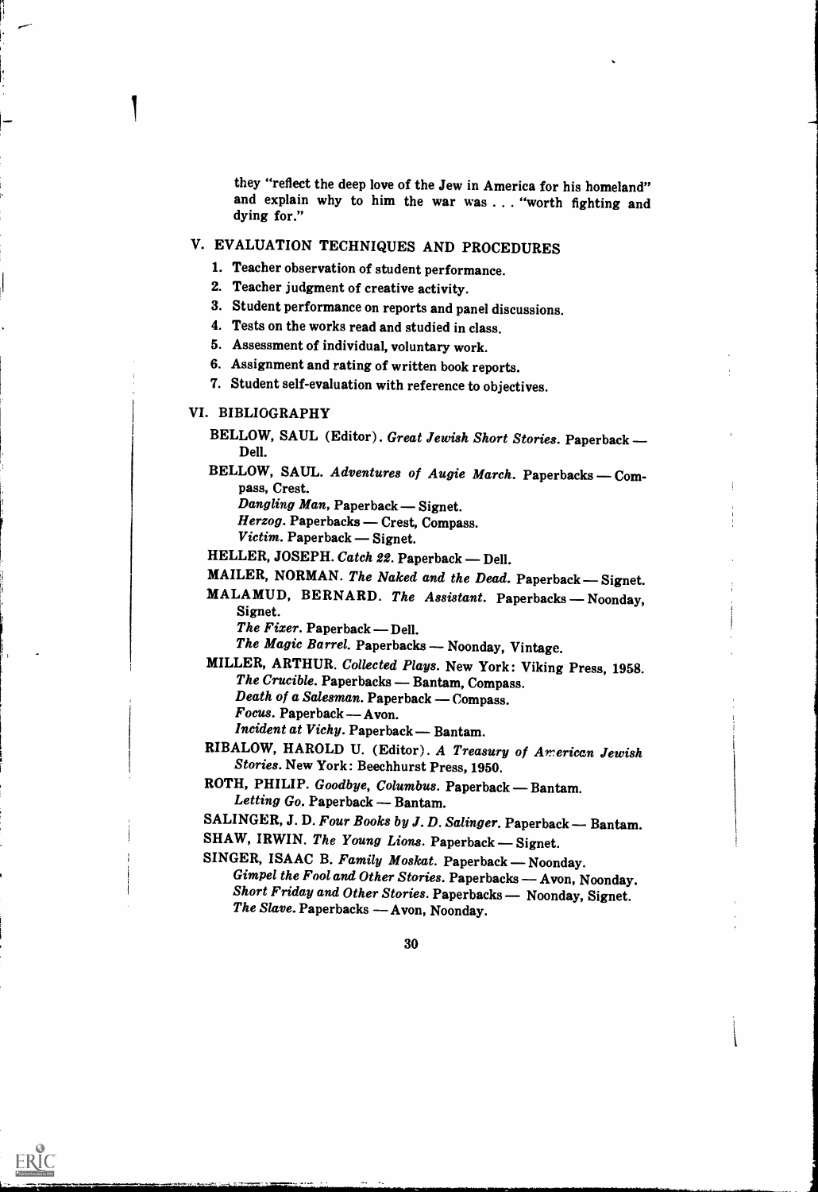they "reflect the deep love of the Jew in America for his homeland" and explain why to him the war was . . . "worth fighting and dying for."

## V. EVALUATION TECHNIQUES AND PROCEDURES

1. Teacher observation of student performance.
2. Teacher judgment of creative activity.
3. Student performance on reports and panel discussions.
4. Tests on the works read and studied in class.
5. Assessment of individual, voluntary work.
6. Assignment and rating of written book reports.
7. Student self-evaluation with reference to objectives.

## VI. BIBLIOGRAPHY

BELLOW, SAUL (Editor). *Great Jewish Short Stories.* Paperback — Dell.

BELLOW, SAUL. *Adventures of Augie March.* Paperbacks — Compass, Crest.
*Dangling Man,* Paperback — Signet.
*Herzog.* Paperbacks — Crest, Compass.
*Victim.* Paperback — Signet.

HELLER, JOSEPH. *Catch 22.* Paperback — Dell.

MAILER, NORMAN. *The Naked and the Dead.* Paperback — Signet.

MALAMUD, BERNARD. *The Assistant.* Paperbacks — Noonday, Signet.
*The Fixer.* Paperback — Dell.
*The Magic Barrel.* Paperbacks — Noonday, Vintage.

MILLER, ARTHUR. *Collected Plays.* New York: Viking Press, 1958.
*The Crucible.* Paperbacks — Bantam, Compass.
*Death of a Salesman.* Paperback — Compass.
*Focus.* Paperback — Avon.
*Incident at Vichy.* Paperback — Bantam.

RIBALOW, HAROLD U. (Editor). *A Treasury of American Jewish Stories.* New York: Beechhurst Press, 1950.

ROTH, PHILIP. *Goodbye, Columbus.* Paperback — Bantam.
*Letting Go.* Paperback — Bantam.

SALINGER, J. D. *Four Books by J. D. Salinger.* Paperback — Bantam.

SHAW, IRWIN. *The Young Lions.* Paperback — Signet.

SINGER, ISAAC B. *Family Moskat.* Paperback — Noonday.
*Gimpel the Fool and Other Stories.* Paperbacks — Avon, Noonday.
*Short Friday and Other Stories.* Paperbacks — Noonday, Signet.
*The Slave.* Paperbacks — Avon, Noonday.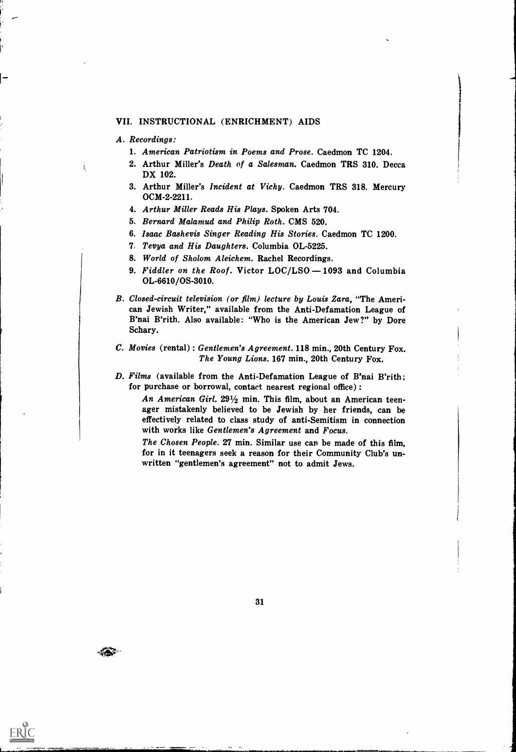## VII. INSTRUCTIONAL (ENRICHMENT) AIDS

*A. Recordings:*

1. *American Patriotism in Poems and Prose.* Caedmon TC 1204.
2. Arthur Miller's *Death of a Salesman.* Caedmon TRS 310. Decca DX 102.
3. Arthur Miller's *Incident at Vichy.* Caedmon TRS 318. Mercury OCM-2-2211.
4. *Arthur Miller Reads His Plays.* Spoken Arts 704.
5. *Bernard Malamud and Philip Roth.* CMS 520.
6. *Isaac Bashevis Singer Reading His Stories.* Caedmon TC 1200.
7. *Tevya and His Daughters.* Columbia OL-5225.
8. *World of Sholom Aleichem.* Rachel Recordings.
9. *Fiddler on the Roof.* Victor LOC/LSO — 1093 and Columbia OL-6610/OS-3010.

*B. Closed-circuit television (or film) lecture by Louis Zara,* "The American Jewish Writer," available from the Anti-Defamation League of B'nai B'rith. Also available: "Who is the American Jew?" by Dore Schary.

*C. Movies* (rental): *Gentlemen's Agreement.* 118 min., 20th Century Fox.
*The Young Lions.* 167 min., 20th Century Fox.

*D. Films* (available from the Anti-Defamation League of B'nai B'rith; for purchase or borrowal, contact nearest regional office):

*An American Girl.* 29½ min. This film, about an American teenager mistakenly believed to be Jewish by her friends, can be effectively related to class study of anti-Semitism in connection with works like *Gentlemen's Agreement* and *Focus.*

*The Chosen People.* 27 min. Similar use can be made of this film, for in it teenagers seek a reason for their Community Club's unwritten "gentlemen's agreement" not to admit Jews.